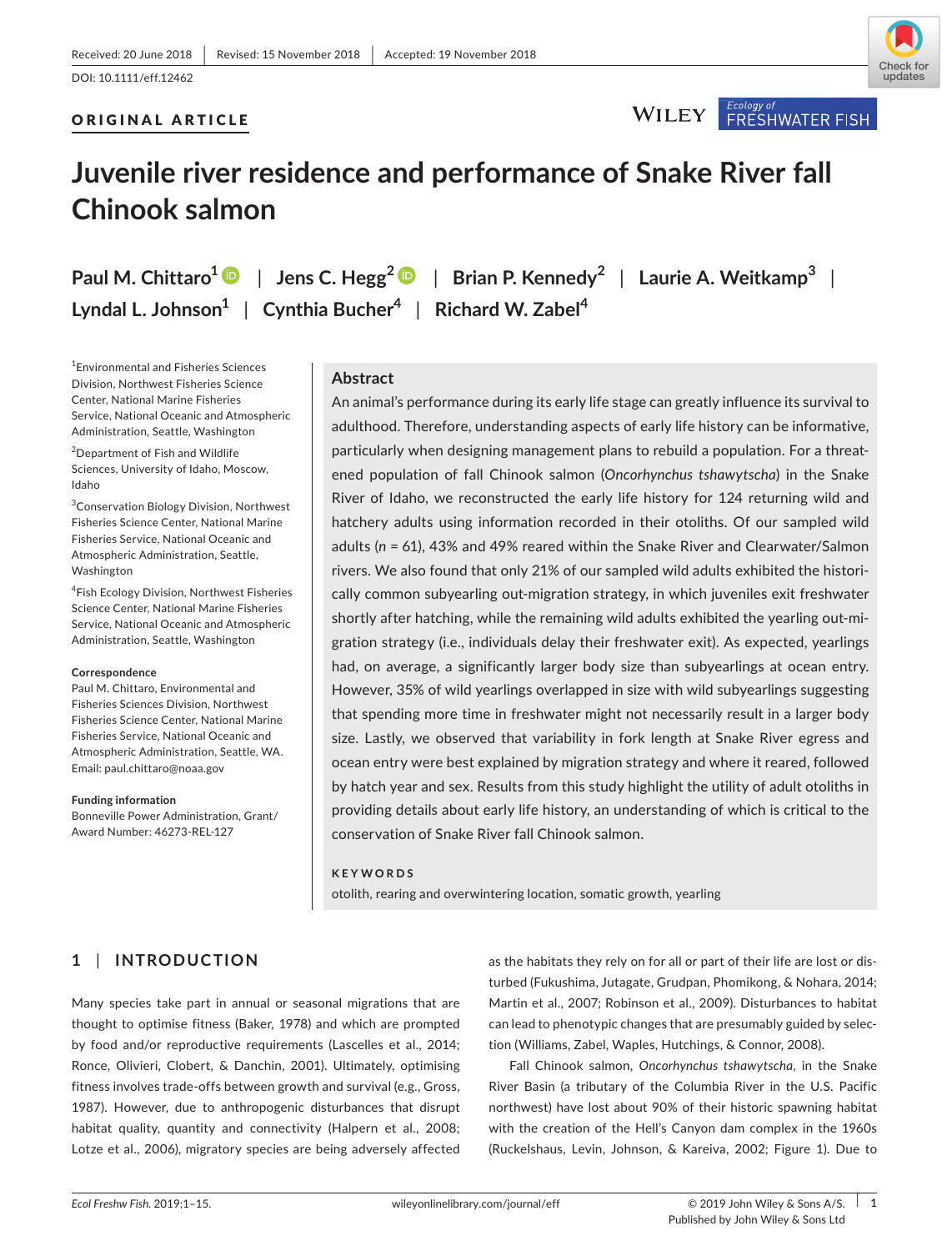Received: 20 June 2018 | Revised: 15 November 2018 | Accepted: 19 November 2018

DOI: 10.1111/eff.12462

**ORIGINAL ARTICLE**

# Juvenile river residence and performance of Snake River fall Chinook salmon

**Paul M. Chittaro[1] | Jens C. Hegg[2] | Brian P. Kennedy[2] | Laurie A. Weitkamp[3] | Lyndal L. Johnson[1] | Cynthia Bucher[4] | Richard W. Zabel[4]**

[1]Environmental and Fisheries Sciences Division, Northwest Fisheries Science Center, National Marine Fisheries Service, National Oceanic and Atmospheric Administration, Seattle, Washington

[2]Department of Fish and Wildlife Sciences, University of Idaho, Moscow, Idaho

[3]Conservation Biology Division, Northwest Fisheries Science Center, National Marine Fisheries Service, National Oceanic and Atmospheric Administration, Seattle, Washington

[4]Fish Ecology Division, Northwest Fisheries Science Center, National Marine Fisheries Service, National Oceanic and Atmospheric Administration, Seattle, Washington

**Correspondence**
Paul M. Chittaro, Environmental and Fisheries Sciences Division, Northwest Fisheries Science Center, National Marine Fisheries Service, National Oceanic and Atmospheric Administration, Seattle, WA.
Email: paul.chittaro@noaa.gov

**Funding information**
Bonneville Power Administration, Grant/Award Number: 46273-REL-127

## Abstract

An animal's performance during its early life stage can greatly influence its survival to adulthood. Therefore, understanding aspects of early life history can be informative, particularly when designing management plans to rebuild a population. For a threatened population of fall Chinook salmon (*Oncorhynchus tshawytscha*) in the Snake River of Idaho, we reconstructed the early life history for 124 returning wild and hatchery adults using information recorded in their otoliths. Of our sampled wild adults ($n$ = 61), 43% and 49% reared within the Snake River and Clearwater/Salmon rivers. We also found that only 21% of our sampled wild adults exhibited the historically common subyearling out-migration strategy, in which juveniles exit freshwater shortly after hatching, while the remaining wild adults exhibited the yearling out-migration strategy (i.e., individuals delay their freshwater exit). As expected, yearlings had, on average, a significantly larger body size than subyearlings at ocean entry. However, 35% of wild yearlings overlapped in size with wild subyearlings suggesting that spending more time in freshwater might not necessarily result in a larger body size. Lastly, we observed that variability in fork length at Snake River egress and ocean entry were best explained by migration strategy and where it reared, followed by hatch year and sex. Results from this study highlight the utility of adult otoliths in providing details about early life history, an understanding of which is critical to the conservation of Snake River fall Chinook salmon.

**KEYWORDS**

otolith, rearing and overwintering location, somatic growth, yearling

## 1 | INTRODUCTION

Many species take part in annual or seasonal migrations that are thought to optimise fitness (Baker, 1978) and which are prompted by food and/or reproductive requirements (Lascelles et al., 2014; Ronce, Olivieri, Clobert, & Danchin, 2001). Ultimately, optimising fitness involves trade-offs between growth and survival (e.g., Gross, 1987). However, due to anthropogenic disturbances that disrupt habitat quality, quantity and connectivity (Halpern et al., 2008; Lotze et al., 2006), migratory species are being adversely affected as the habitats they rely on for all or part of their life are lost or disturbed (Fukushima, Jutagate, Grudpan, Phomikong, & Nohara, 2014; Martin et al., 2007; Robinson et al., 2009). Disturbances to habitat can lead to phenotypic changes that are presumably guided by selection (Williams, Zabel, Waples, Hutchings, & Connor, 2008).

Fall Chinook salmon, *Oncorhynchus tshawytscha*, in the Snake River Basin (a tributary of the Columbia River in the U.S. Pacific northwest) have lost about 90% of their historic spawning habitat with the creation of the Hell's Canyon dam complex in the 1960s (Ruckelshaus, Levin, Johnson, & Kareiva, 2002; Figure 1). Due to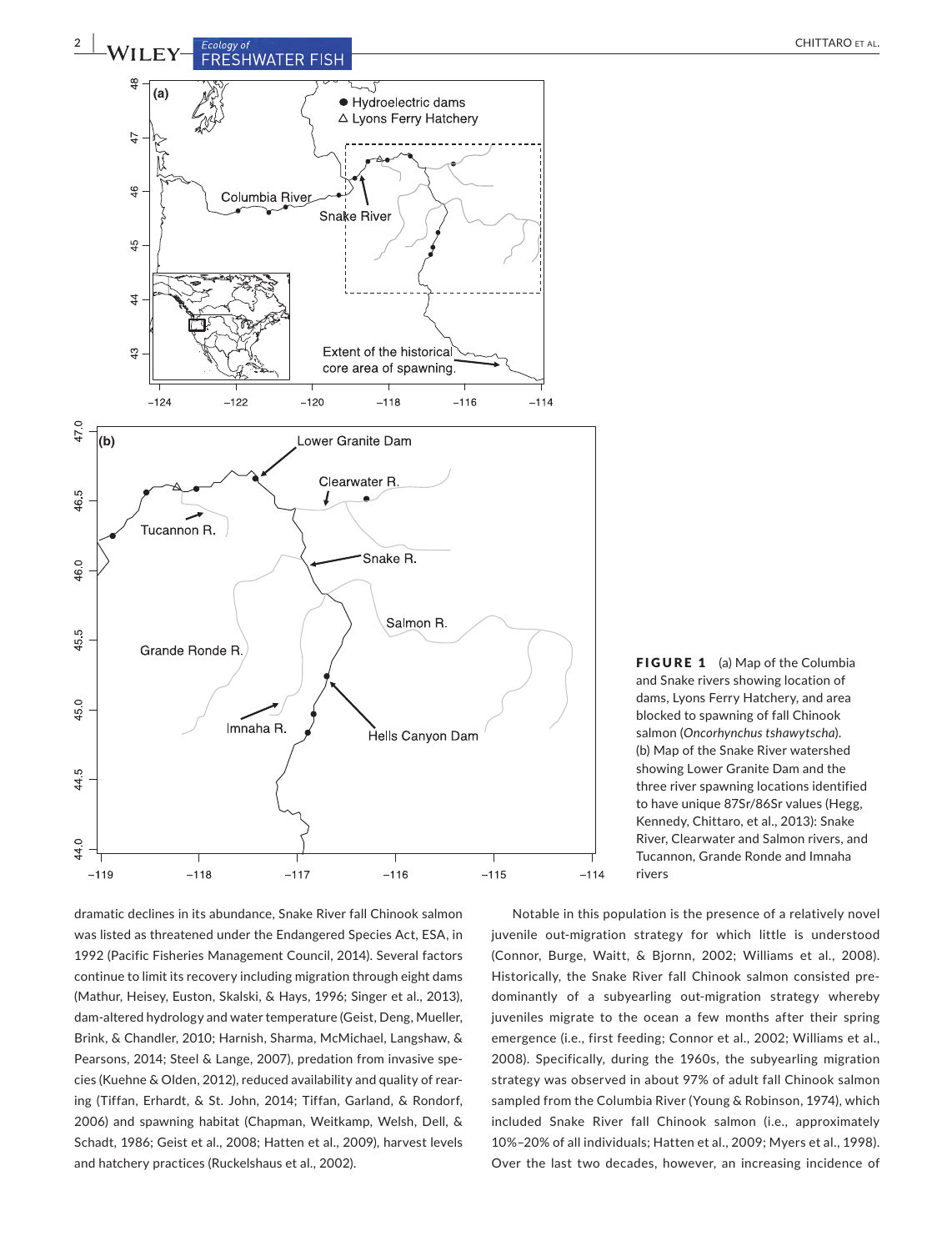**FIGURE 1** (a) Map of the Columbia and Snake rivers showing location of dams, Lyons Ferry Hatchery, and area blocked to spawning of fall Chinook salmon (*Oncorhynchus tshawytscha*). (b) Map of the Snake River watershed showing Lower Granite Dam and the three river spawning locations identified to have unique 87Sr/86Sr values (Hegg, Kennedy, Chittaro, et al., 2013): Snake River, Clearwater and Salmon rivers, and Tucannon, Grande Ronde and Imnaha rivers

dramatic declines in its abundance, Snake River fall Chinook salmon was listed as threatened under the Endangered Species Act, ESA, in 1992 (Pacific Fisheries Management Council, 2014). Several factors continue to limit its recovery including migration through eight dams (Mathur, Heisey, Euston, Skalski, & Hays, 1996; Singer et al., 2013), dam-altered hydrology and water temperature (Geist, Deng, Mueller, Brink, & Chandler, 2010; Harnish, Sharma, McMichael, Langshaw, & Pearsons, 2014; Steel & Lange, 2007), predation from invasive species (Kuehne & Olden, 2012), reduced availability and quality of rearing (Tiffan, Erhardt, & St. John, 2014; Tiffan, Garland, & Rondorf, 2006) and spawning habitat (Chapman, Weitkamp, Welsh, Dell, & Schadt, 1986; Geist et al., 2008; Hatten et al., 2009), harvest levels and hatchery practices (Ruckelshaus et al., 2002).

Notable in this population is the presence of a relatively novel juvenile out-migration strategy for which little is understood (Connor, Burge, Waitt, & Bjornn, 2002; Williams et al., 2008). Historically, the Snake River fall Chinook salmon consisted predominantly of a subyearling out-migration strategy whereby juveniles migrate to the ocean a few months after their spring emergence (i.e., first feeding; Connor et al., 2002; Williams et al., 2008). Specifically, during the 1960s, the subyearling migration strategy was observed in about 97% of adult fall Chinook salmon sampled from the Columbia River (Young & Robinson, 1974), which included Snake River fall Chinook salmon (i.e., approximately 10%–20% of all individuals; Hatten et al., 2009; Myers et al., 1998). Over the last two decades, however, an increasing incidence of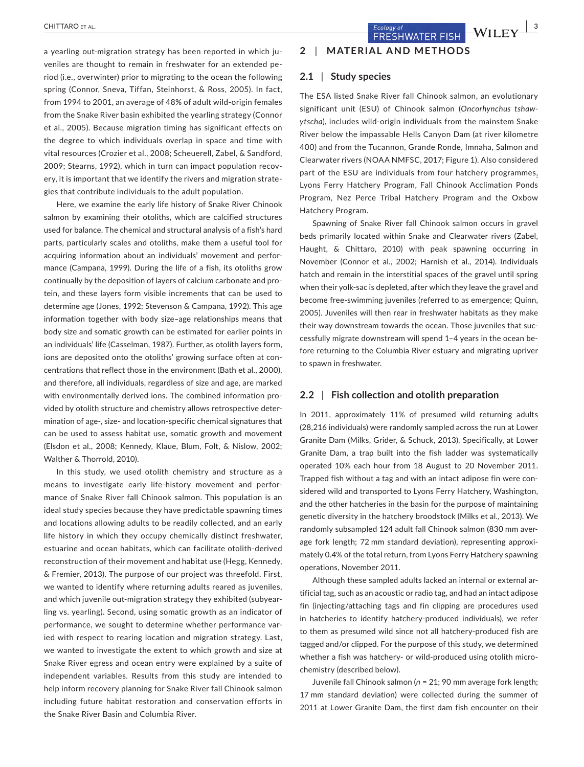a yearling out-migration strategy has been reported in which juveniles are thought to remain in freshwater for an extended period (i.e., overwinter) prior to migrating to the ocean the following spring (Connor, Sneva, Tiffan, Steinhorst, & Ross, 2005). In fact, from 1994 to 2001, an average of 48% of adult wild-origin females from the Snake River basin exhibited the yearling strategy (Connor et al., 2005). Because migration timing has significant effects on the degree to which individuals overlap in space and time with vital resources (Crozier et al., 2008; Scheuerell, Zabel, & Sandford, 2009; Stearns, 1992), which in turn can impact population recovery, it is important that we identify the rivers and migration strategies that contribute individuals to the adult population.

Here, we examine the early life history of Snake River Chinook salmon by examining their otoliths, which are calcified structures used for balance. The chemical and structural analysis of a fish's hard parts, particularly scales and otoliths, make them a useful tool for acquiring information about an individuals' movement and performance (Campana, 1999). During the life of a fish, its otoliths grow continually by the deposition of layers of calcium carbonate and protein, and these layers form visible increments that can be used to determine age (Jones, 1992; Stevenson & Campana, 1992). This age information together with body size–age relationships means that body size and somatic growth can be estimated for earlier points in an individuals' life (Casselman, 1987). Further, as otolith layers form, ions are deposited onto the otoliths' growing surface often at concentrations that reflect those in the environment (Bath et al., 2000), and therefore, all individuals, regardless of size and age, are marked with environmentally derived ions. The combined information provided by otolith structure and chemistry allows retrospective determination of age-, size- and location-specific chemical signatures that can be used to assess habitat use, somatic growth and movement (Elsdon et al., 2008; Kennedy, Klaue, Blum, Folt, & Nislow, 2002; Walther & Thorrold, 2010).

In this study, we used otolith chemistry and structure as a means to investigate early life-history movement and performance of Snake River fall Chinook salmon. This population is an ideal study species because they have predictable spawning times and locations allowing adults to be readily collected, and an early life history in which they occupy chemically distinct freshwater, estuarine and ocean habitats, which can facilitate otolith-derived reconstruction of their movement and habitat use (Hegg, Kennedy, & Fremier, 2013). The purpose of our project was threefold. First, we wanted to identify where returning adults reared as juveniles, and which juvenile out-migration strategy they exhibited (subyearling vs. yearling). Second, using somatic growth as an indicator of performance, we sought to determine whether performance varied with respect to rearing location and migration strategy. Last, we wanted to investigate the extent to which growth and size at Snake River egress and ocean entry were explained by a suite of independent variables. Results from this study are intended to help inform recovery planning for Snake River fall Chinook salmon including future habitat restoration and conservation efforts in the Snake River Basin and Columbia River.

## 2 | MATERIAL AND METHODS

### 2.1 | Study species

The ESA listed Snake River fall Chinook salmon, an evolutionary significant unit (ESU) of Chinook salmon (*Oncorhynchus tshawytscha*), includes wild-origin individuals from the mainstem Snake River below the impassable Hells Canyon Dam (at river kilometre 400) and from the Tucannon, Grande Ronde, Imnaha, Salmon and Clearwater rivers (NOAA NMFSC, 2017; Figure 1). Also considered part of the ESU are individuals from four hatchery programmes, Lyons Ferry Hatchery Program, Fall Chinook Acclimation Ponds Program, Nez Perce Tribal Hatchery Program and the Oxbow Hatchery Program.

Spawning of Snake River fall Chinook salmon occurs in gravel beds primarily located within Snake and Clearwater rivers (Zabel, Haught, & Chittaro, 2010) with peak spawning occurring in November (Connor et al., 2002; Harnish et al., 2014). Individuals hatch and remain in the interstitial spaces of the gravel until spring when their yolk-sac is depleted, after which they leave the gravel and become free-swimming juveniles (referred to as emergence; Quinn, 2005). Juveniles will then rear in freshwater habitats as they make their way downstream towards the ocean. Those juveniles that successfully migrate downstream will spend 1–4 years in the ocean before returning to the Columbia River estuary and migrating upriver to spawn in freshwater.

### 2.2 | Fish collection and otolith preparation

In 2011, approximately 11% of presumed wild returning adults (28,216 individuals) were randomly sampled across the run at Lower Granite Dam (Milks, Grider, & Schuck, 2013). Specifically, at Lower Granite Dam, a trap built into the fish ladder was systematically operated 10% each hour from 18 August to 20 November 2011. Trapped fish without a tag and with an intact adipose fin were considered wild and transported to Lyons Ferry Hatchery, Washington, and the other hatcheries in the basin for the purpose of maintaining genetic diversity in the hatchery broodstock (Milks et al., 2013). We randomly subsampled 124 adult fall Chinook salmon (830 mm average fork length; 72 mm standard deviation), representing approximately 0.4% of the total return, from Lyons Ferry Hatchery spawning operations, November 2011.

Although these sampled adults lacked an internal or external artificial tag, such as an acoustic or radio tag, and had an intact adipose fin (injecting/attaching tags and fin clipping are procedures used in hatcheries to identify hatchery-produced individuals), we refer to them as presumed wild since not all hatchery-produced fish are tagged and/or clipped. For the purpose of this study, we determined whether a fish was hatchery- or wild-produced using otolith microchemistry (described below).

Juvenile fall Chinook salmon ($n$ = 21; 90 mm average fork length; 17 mm standard deviation) were collected during the summer of 2011 at Lower Granite Dam, the first dam fish encounter on their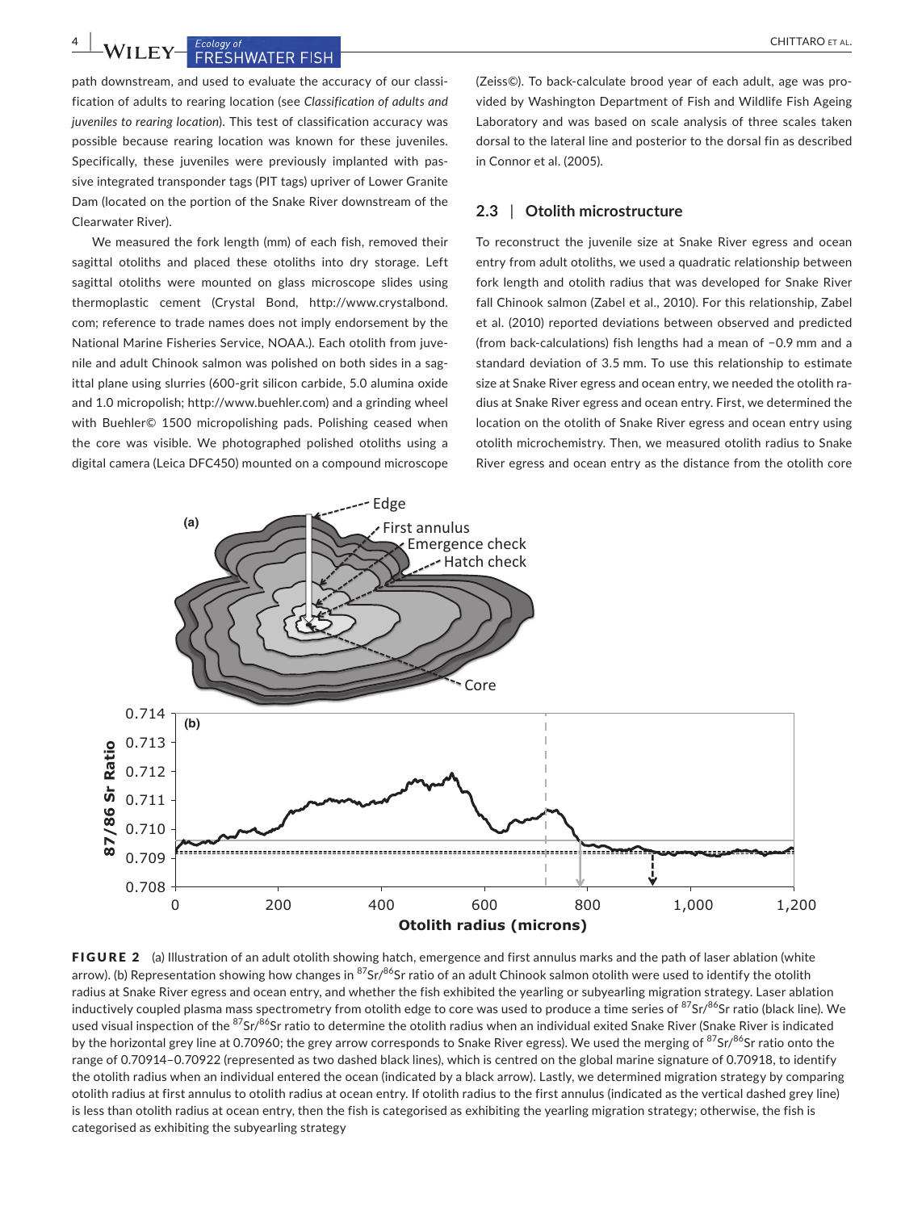path downstream, and used to evaluate the accuracy of our classification of adults to rearing location (see *Classification of adults and juveniles to rearing location*). This test of classification accuracy was possible because rearing location was known for these juveniles. Specifically, these juveniles were previously implanted with passive integrated transponder tags (PIT tags) upriver of Lower Granite Dam (located on the portion of the Snake River downstream of the Clearwater River).

We measured the fork length (mm) of each fish, removed their sagittal otoliths and placed these otoliths into dry storage. Left sagittal otoliths were mounted on glass microscope slides using thermoplastic cement (Crystal Bond, http://www.crystalbond.com; reference to trade names does not imply endorsement by the National Marine Fisheries Service, NOAA.). Each otolith from juvenile and adult Chinook salmon was polished on both sides in a sagittal plane using slurries (600-grit silicon carbide, 5.0 alumina oxide and 1.0 micropolish; http://www.buehler.com) and a grinding wheel with Buehler© 1500 micropolishing pads. Polishing ceased when the core was visible. We photographed polished otoliths using a digital camera (Leica DFC450) mounted on a compound microscope (Zeiss©). To back-calculate brood year of each adult, age was provided by Washington Department of Fish and Wildlife Fish Ageing Laboratory and was based on scale analysis of three scales taken dorsal to the lateral line and posterior to the dorsal fin as described in Connor et al. (2005).

## 2.3 | Otolith microstructure

To reconstruct the juvenile size at Snake River egress and ocean entry from adult otoliths, we used a quadratic relationship between fork length and otolith radius that was developed for Snake River fall Chinook salmon (Zabel et al., 2010). For this relationship, Zabel et al. (2010) reported deviations between observed and predicted (from back-calculations) fish lengths had a mean of −0.9 mm and a standard deviation of 3.5 mm. To use this relationship to estimate size at Snake River egress and ocean entry, we needed the otolith radius at Snake River egress and ocean entry. First, we determined the location on the otolith of Snake River egress and ocean entry using otolith microchemistry. Then, we measured otolith radius to Snake River egress and ocean entry as the distance from the otolith core

**FIGURE 2** (a) Illustration of an adult otolith showing hatch, emergence and first annulus marks and the path of laser ablation (white arrow). (b) Representation showing how changes in $^{87}Sr/^{86}Sr$ ratio of an adult Chinook salmon otolith were used to identify the otolith radius at Snake River egress and ocean entry, and whether the fish exhibited the yearling or subyearling migration strategy. Laser ablation inductively coupled plasma mass spectrometry from otolith edge to core was used to produce a time series of $^{87}Sr/^{86}Sr$ ratio (black line). We used visual inspection of the $^{87}Sr/^{86}Sr$ ratio to determine the otolith radius when an individual exited Snake River (Snake River is indicated by the horizontal grey line at 0.70960; the grey arrow corresponds to Snake River egress). We used the merging of $^{87}Sr/^{86}Sr$ ratio onto the range of 0.70914–0.70922 (represented as two dashed black lines), which is centred on the global marine signature of 0.70918, to identify the otolith radius when an individual entered the ocean (indicated by a black arrow). Lastly, we determined migration strategy by comparing otolith radius at first annulus to otolith radius at ocean entry. If otolith radius to the first annulus (indicated as the vertical dashed grey line) is less than otolith radius at ocean entry, then the fish is categorised as exhibiting the yearling migration strategy; otherwise, the fish is categorised as exhibiting the subyearling strategy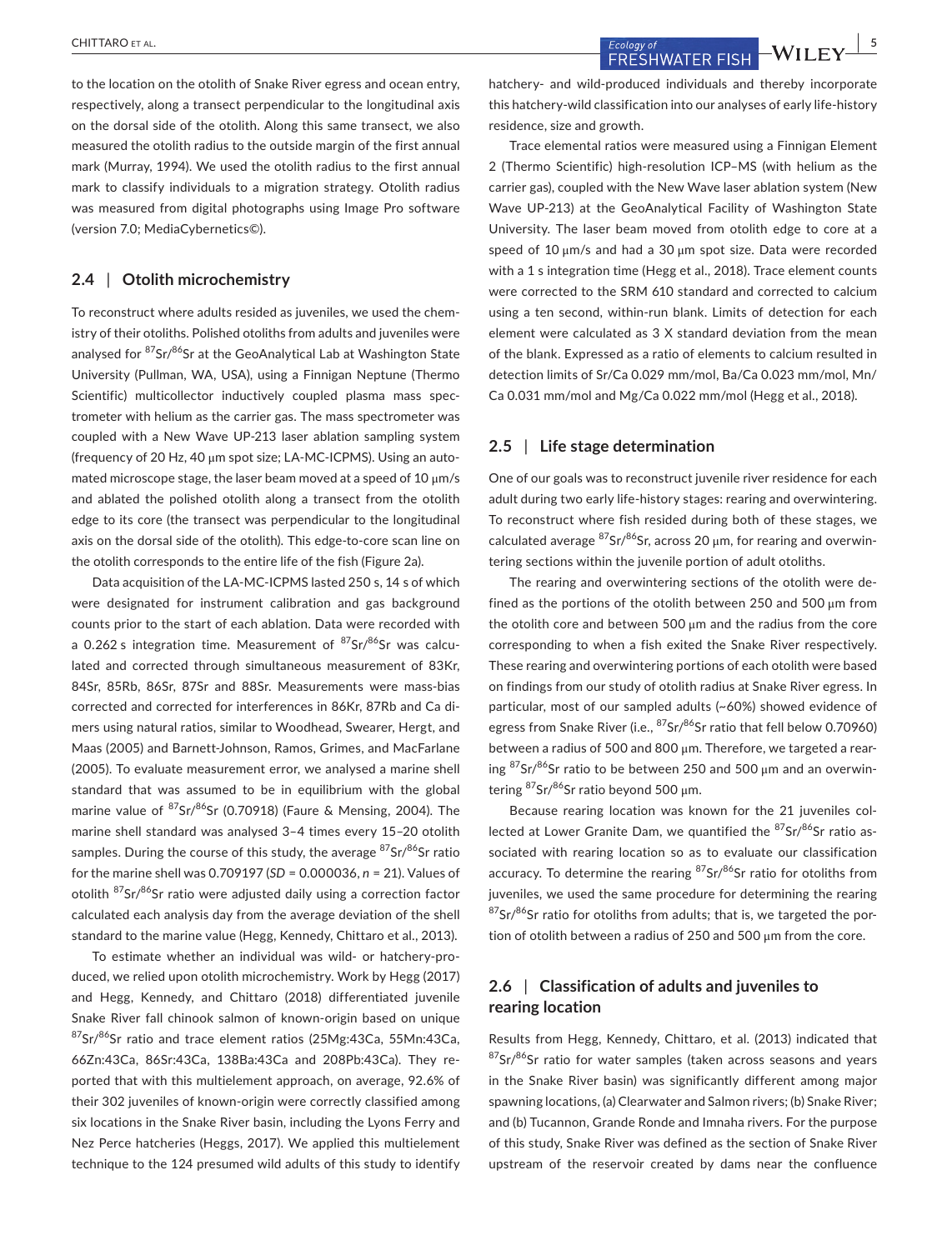to the location on the otolith of Snake River egress and ocean entry, respectively, along a transect perpendicular to the longitudinal axis on the dorsal side of the otolith. Along this same transect, we also measured the otolith radius to the outside margin of the first annual mark (Murray, 1994). We used the otolith radius to the first annual mark to classify individuals to a migration strategy. Otolith radius was measured from digital photographs using Image Pro software (version 7.0; MediaCybernetics©).

## 2.4 | Otolith microchemistry

To reconstruct where adults resided as juveniles, we used the chemistry of their otoliths. Polished otoliths from adults and juveniles were analysed for $^{87}Sr/^{86}Sr$ at the GeoAnalytical Lab at Washington State University (Pullman, WA, USA), using a Finnigan Neptune (Thermo Scientific) multicollector inductively coupled plasma mass spectrometer with helium as the carrier gas. The mass spectrometer was coupled with a New Wave UP-213 laser ablation sampling system (frequency of 20 Hz, 40 μm spot size; LA-MC-ICPMS). Using an automated microscope stage, the laser beam moved at a speed of 10 μm/s and ablated the polished otolith along a transect from the otolith edge to its core (the transect was perpendicular to the longitudinal axis on the dorsal side of the otolith). This edge-to-core scan line on the otolith corresponds to the entire life of the fish (Figure 2a).

Data acquisition of the LA-MC-ICPMS lasted 250 s, 14 s of which were designated for instrument calibration and gas background counts prior to the start of each ablation. Data were recorded with a 0.262 s integration time. Measurement of $^{87}Sr/^{86}Sr$ was calculated and corrected through simultaneous measurement of 83Kr, 84Sr, 85Rb, 86Sr, 87Sr and 88Sr. Measurements were mass-bias corrected and corrected for interferences in 86Kr, 87Rb and Ca dimers using natural ratios, similar to Woodhead, Swearer, Hergt, and Maas (2005) and Barnett-Johnson, Ramos, Grimes, and MacFarlane (2005). To evaluate measurement error, we analysed a marine shell standard that was assumed to be in equilibrium with the global marine value of $^{87}Sr/^{86}Sr$ (0.70918) (Faure & Mensing, 2004). The marine shell standard was analysed 3–4 times every 15–20 otolith samples. During the course of this study, the average $^{87}Sr/^{86}Sr$ ratio for the marine shell was 0.709197 (*SD* = 0.000036, *n* = 21). Values of otolith $^{87}Sr/^{86}Sr$ ratio were adjusted daily using a correction factor calculated each analysis day from the average deviation of the shell standard to the marine value (Hegg, Kennedy, Chittaro et al., 2013).

To estimate whether an individual was wild- or hatchery-produced, we relied upon otolith microchemistry. Work by Hegg (2017) and Hegg, Kennedy, and Chittaro (2018) differentiated juvenile Snake River fall chinook salmon of known-origin based on unique $^{87}Sr/^{86}Sr$ ratio and trace element ratios (25Mg:43Ca, 55Mn:43Ca, 66Zn:43Ca, 86Sr:43Ca, 138Ba:43Ca and 208Pb:43Ca). They reported that with this multielement approach, on average, 92.6% of their 302 juveniles of known-origin were correctly classified among six locations in the Snake River basin, including the Lyons Ferry and Nez Perce hatcheries (Heggs, 2017). We applied this multielement technique to the 124 presumed wild adults of this study to identify hatchery- and wild-produced individuals and thereby incorporate this hatchery-wild classification into our analyses of early life-history residence, size and growth.

Trace elemental ratios were measured using a Finnigan Element 2 (Thermo Scientific) high-resolution ICP–MS (with helium as the carrier gas), coupled with the New Wave laser ablation system (New Wave UP-213) at the GeoAnalytical Facility of Washington State University. The laser beam moved from otolith edge to core at a speed of 10 μm/s and had a 30 μm spot size. Data were recorded with a 1 s integration time (Hegg et al., 2018). Trace element counts were corrected to the SRM 610 standard and corrected to calcium using a ten second, within-run blank. Limits of detection for each element were calculated as 3 X standard deviation from the mean of the blank. Expressed as a ratio of elements to calcium resulted in detection limits of Sr/Ca 0.029 mm/mol, Ba/Ca 0.023 mm/mol, Mn/Ca 0.031 mm/mol and Mg/Ca 0.022 mm/mol (Hegg et al., 2018).

## 2.5 | Life stage determination

One of our goals was to reconstruct juvenile river residence for each adult during two early life-history stages: rearing and overwintering. To reconstruct where fish resided during both of these stages, we calculated average $^{87}Sr/^{86}Sr$, across 20 μm, for rearing and overwintering sections within the juvenile portion of adult otoliths.

The rearing and overwintering sections of the otolith were defined as the portions of the otolith between 250 and 500 μm from the otolith core and between 500 μm and the radius from the core corresponding to when a fish exited the Snake River respectively. These rearing and overwintering portions of each otolith were based on findings from our study of otolith radius at Snake River egress. In particular, most of our sampled adults (~60%) showed evidence of egress from Snake River (i.e., $^{87}Sr/^{86}Sr$ ratio that fell below 0.70960) between a radius of 500 and 800 μm. Therefore, we targeted a rearing $^{87}Sr/^{86}Sr$ ratio to be between 250 and 500 μm and an overwintering $^{87}Sr/^{86}Sr$ ratio beyond 500 μm.

Because rearing location was known for the 21 juveniles collected at Lower Granite Dam, we quantified the $^{87}Sr/^{86}Sr$ ratio associated with rearing location so as to evaluate our classification accuracy. To determine the rearing $^{87}Sr/^{86}Sr$ ratio for otoliths from juveniles, we used the same procedure for determining the rearing $^{87}Sr/^{86}Sr$ ratio for otoliths from adults; that is, we targeted the portion of otolith between a radius of 250 and 500 μm from the core.

## 2.6 | Classification of adults and juveniles to rearing location

Results from Hegg, Kennedy, Chittaro, et al. (2013) indicated that $^{87}Sr/^{86}Sr$ ratio for water samples (taken across seasons and years in the Snake River basin) was significantly different among major spawning locations, (a) Clearwater and Salmon rivers; (b) Snake River; and (b) Tucannon, Grande Ronde and Imnaha rivers. For the purpose of this study, Snake River was defined as the section of Snake River upstream of the reservoir created by dams near the confluence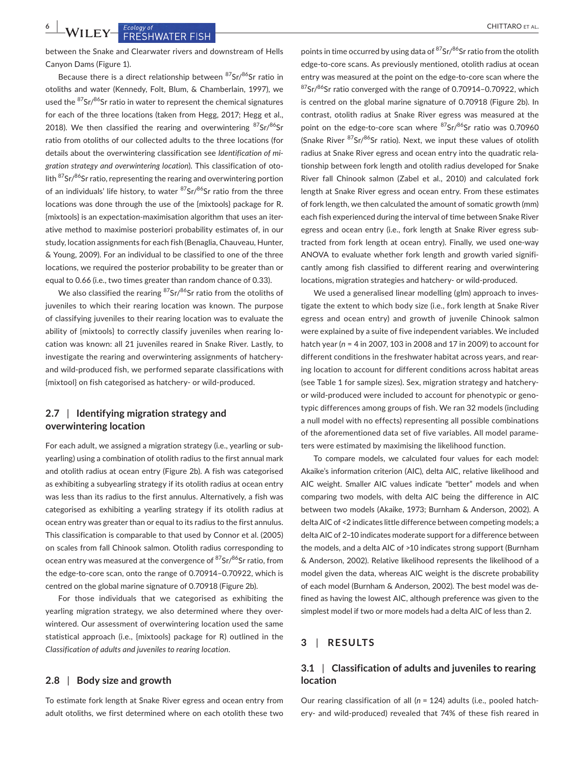between the Snake and Clearwater rivers and downstream of Hells Canyon Dams (Figure 1).

Because there is a direct relationship between $^{87}Sr/^{86}Sr$ ratio in otoliths and water (Kennedy, Folt, Blum, & Chamberlain, 1997), we used the $^{87}Sr/^{86}Sr$ ratio in water to represent the chemical signatures for each of the three locations (taken from Hegg, 2017; Hegg et al., 2018). We then classified the rearing and overwintering $^{87}Sr/^{86}Sr$ ratio from otoliths of our collected adults to the three locations (for details about the overwintering classification see *Identification of migration strategy and overwintering location*). This classification of otolith $^{87}Sr/^{86}Sr$ ratio, representing the rearing and overwintering portion of an individuals' life history, to water $^{87}Sr/^{86}Sr$ ratio from the three locations was done through the use of the {mixtools} package for R. {mixtools} is an expectation-maximisation algorithm that uses an iterative method to maximise posteriori probability estimates of, in our study, location assignments for each fish (Benaglia, Chauveau, Hunter, & Young, 2009). For an individual to be classified to one of the three locations, we required the posterior probability to be greater than or equal to 0.66 (i.e., two times greater than random chance of 0.33).

We also classified the rearing $^{87}Sr/^{86}Sr$ ratio from the otoliths of juveniles to which their rearing location was known. The purpose of classifying juveniles to their rearing location was to evaluate the ability of {mixtools} to correctly classify juveniles when rearing location was known: all 21 juveniles reared in Snake River. Lastly, to investigate the rearing and overwintering assignments of hatchery- and wild-produced fish, we performed separate classifications with {mixtool} on fish categorised as hatchery- or wild-produced.

## 2.7 | Identifying migration strategy and overwintering location

For each adult, we assigned a migration strategy (i.e., yearling or subyearling) using a combination of otolith radius to the first annual mark and otolith radius at ocean entry (Figure 2b). A fish was categorised as exhibiting a subyearling strategy if its otolith radius at ocean entry was less than its radius to the first annulus. Alternatively, a fish was categorised as exhibiting a yearling strategy if its otolith radius at ocean entry was greater than or equal to its radius to the first annulus. This classification is comparable to that used by Connor et al. (2005) on scales from fall Chinook salmon. Otolith radius corresponding to ocean entry was measured at the convergence of $^{87}Sr/^{86}Sr$ ratio, from the edge-to-core scan, onto the range of 0.70914–0.70922, which is centred on the global marine signature of 0.70918 (Figure 2b).

For those individuals that we categorised as exhibiting the yearling migration strategy, we also determined where they overwintered. Our assessment of overwintering location used the same statistical approach (i.e., {mixtools} package for R) outlined in the *Classification of adults and juveniles to rearing location*.

## 2.8 | Body size and growth

To estimate fork length at Snake River egress and ocean entry from adult otoliths, we first determined where on each otolith these two points in time occurred by using data of $^{87}Sr/^{86}Sr$ ratio from the otolith edge-to-core scans. As previously mentioned, otolith radius at ocean entry was measured at the point on the edge-to-core scan where the $^{87}Sr/^{86}Sr$ ratio converged with the range of 0.70914–0.70922, which is centred on the global marine signature of 0.70918 (Figure 2b). In contrast, otolith radius at Snake River egress was measured at the point on the edge-to-core scan where $^{87}Sr/^{86}Sr$ ratio was 0.70960 (Snake River $^{87}Sr/^{86}Sr$ ratio). Next, we input these values of otolith radius at Snake River egress and ocean entry into the quadratic relationship between fork length and otolith radius developed for Snake River fall Chinook salmon (Zabel et al., 2010) and calculated fork length at Snake River egress and ocean entry. From these estimates of fork length, we then calculated the amount of somatic growth (mm) each fish experienced during the interval of time between Snake River egress and ocean entry (i.e., fork length at Snake River egress subtracted from fork length at ocean entry). Finally, we used one-way ANOVA to evaluate whether fork length and growth varied significantly among fish classified to different rearing and overwintering locations, migration strategies and hatchery- or wild-produced.

We used a generalised linear modelling (glm) approach to investigate the extent to which body size (i.e., fork length at Snake River egress and ocean entry) and growth of juvenile Chinook salmon were explained by a suite of five independent variables. We included hatch year ($n$ = 4 in 2007, 103 in 2008 and 17 in 2009) to account for different conditions in the freshwater habitat across years, and rearing location to account for different conditions across habitat areas (see Table 1 for sample sizes). Sex, migration strategy and hatchery- or wild-produced were included to account for phenotypic or genotypic differences among groups of fish. We ran 32 models (including a null model with no effects) representing all possible combinations of the aforementioned data set of five variables. All model parameters were estimated by maximising the likelihood function.

To compare models, we calculated four values for each model: Akaike's information criterion (AIC), delta AIC, relative likelihood and AIC weight. Smaller AIC values indicate "better" models and when comparing two models, with delta AIC being the difference in AIC between two models (Akaike, 1973; Burnham & Anderson, 2002). A delta AIC of <2 indicates little difference between competing models; a delta AIC of 2–10 indicates moderate support for a difference between the models, and a delta AIC of >10 indicates strong support (Burnham & Anderson, 2002). Relative likelihood represents the likelihood of a model given the data, whereas AIC weight is the discrete probability of each model (Burnham & Anderson, 2002). The best model was defined as having the lowest AIC, although preference was given to the simplest model if two or more models had a delta AIC of less than 2.

# 3 | RESULTS

## 3.1 | Classification of adults and juveniles to rearing location

Our rearing classification of all ($n$ = 124) adults (i.e., pooled hatchery- and wild-produced) revealed that 74% of these fish reared in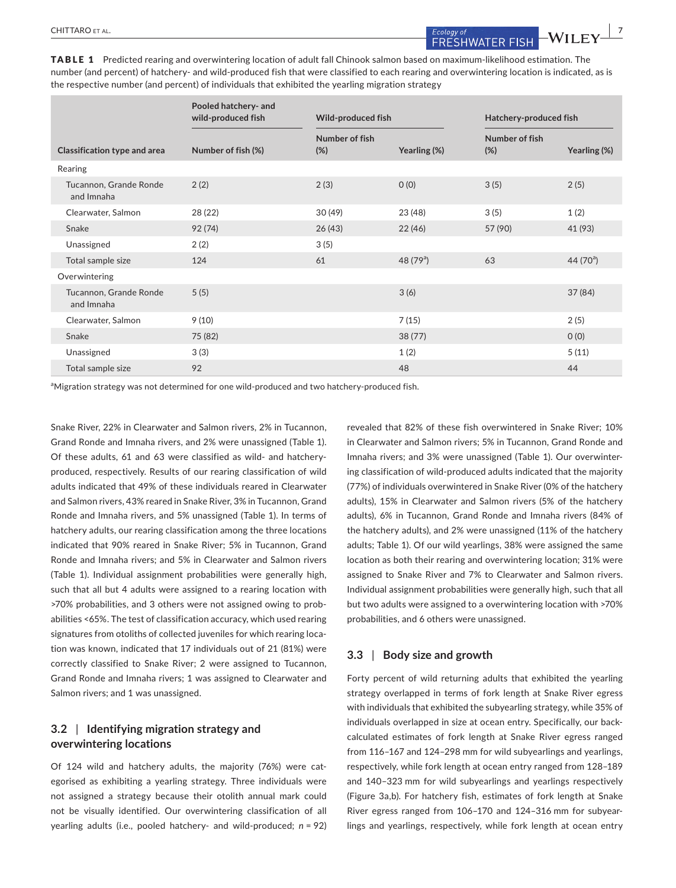**TABLE 1** Predicted rearing and overwintering location of adult fall Chinook salmon based on maximum-likelihood estimation. The number (and percent) of hatchery- and wild-produced fish that were classified to each rearing and overwintering location is indicated, as is the respective number (and percent) of individuals that exhibited the yearling migration strategy

| | Pooled hatchery- and wild-produced fish | Wild-produced fish | | Hatchery-produced fish | |
|---|---|---|---|---|---|
| Classification type and area | Number of fish (%) | Number of fish (%) | Yearling (%) | Number of fish (%) | Yearling (%) |
| Rearing | | | | | |
| Tucannon, Grande Ronde and Imnaha | 2 (2) | 2 (3) | 0 (0) | 3 (5) | 2 (5) |
| Clearwater, Salmon | 28 (22) | 30 (49) | 23 (48) | 3 (5) | 1 (2) |
| Snake | 92 (74) | 26 (43) | 22 (46) | 57 (90) | 41 (93) |
| Unassigned | 2 (2) | 3 (5) | | | |
| Total sample size | 124 | 61 | 48 (79[a]) | 63 | 44 (70[a]) |
| Overwintering | | | | | |
| Tucannon, Grande Ronde and Imnaha | 5 (5) | | 3 (6) | | 37 (84) |
| Clearwater, Salmon | 9 (10) | | 7 (15) | | 2 (5) |
| Snake | 75 (82) | | 38 (77) | | 0 (0) |
| Unassigned | 3 (3) | | 1 (2) | | 5 (11) |
| Total sample size | 92 | | 48 | | 44 |

[a]Migration strategy was not determined for one wild-produced and two hatchery-produced fish.

Snake River, 22% in Clearwater and Salmon rivers, 2% in Tucannon, Grand Ronde and Imnaha rivers, and 2% were unassigned (Table 1). Of these adults, 61 and 63 were classified as wild- and hatchery-produced, respectively. Results of our rearing classification of wild adults indicated that 49% of these individuals reared in Clearwater and Salmon rivers, 43% reared in Snake River, 3% in Tucannon, Grand Ronde and Imnaha rivers, and 5% unassigned (Table 1). In terms of hatchery adults, our rearing classification among the three locations indicated that 90% reared in Snake River; 5% in Tucannon, Grand Ronde and Imnaha rivers; and 5% in Clearwater and Salmon rivers (Table 1). Individual assignment probabilities were generally high, such that all but 4 adults were assigned to a rearing location with >70% probabilities, and 3 others were not assigned owing to probabilities <65%. The test of classification accuracy, which used rearing signatures from otoliths of collected juveniles for which rearing location was known, indicated that 17 individuals out of 21 (81%) were correctly classified to Snake River; 2 were assigned to Tucannon, Grand Ronde and Imnaha rivers; 1 was assigned to Clearwater and Salmon rivers; and 1 was unassigned.

## 3.2 | Identifying migration strategy and overwintering locations

Of 124 wild and hatchery adults, the majority (76%) were categorised as exhibiting a yearling strategy. Three individuals were not assigned a strategy because their otolith annual mark could not be visually identified. Our overwintering classification of all yearling adults (i.e., pooled hatchery- and wild-produced; $n = 92$) revealed that 82% of these fish overwintered in Snake River; 10% in Clearwater and Salmon rivers; 5% in Tucannon, Grand Ronde and Imnaha rivers; and 3% were unassigned (Table 1). Our overwintering classification of wild-produced adults indicated that the majority (77%) of individuals overwintered in Snake River (0% of the hatchery adults), 15% in Clearwater and Salmon rivers (5% of the hatchery adults), 6% in Tucannon, Grand Ronde and Imnaha rivers (84% of the hatchery adults), and 2% were unassigned (11% of the hatchery adults; Table 1). Of our wild yearlings, 38% were assigned the same location as both their rearing and overwintering location; 31% were assigned to Snake River and 7% to Clearwater and Salmon rivers. Individual assignment probabilities were generally high, such that all but two adults were assigned to a overwintering location with >70% probabilities, and 6 others were unassigned.

## 3.3 | Body size and growth

Forty percent of wild returning adults that exhibited the yearling strategy overlapped in terms of fork length at Snake River egress with individuals that exhibited the subyearling strategy, while 35% of individuals overlapped in size at ocean entry. Specifically, our back-calculated estimates of fork length at Snake River egress ranged from 116–167 and 124–298 mm for wild subyearlings and yearlings, respectively, while fork length at ocean entry ranged from 128–189 and 140–323 mm for wild subyearlings and yearlings respectively (Figure 3a,b). For hatchery fish, estimates of fork length at Snake River egress ranged from 106–170 and 124–316 mm for subyearlings and yearlings, respectively, while fork length at ocean entry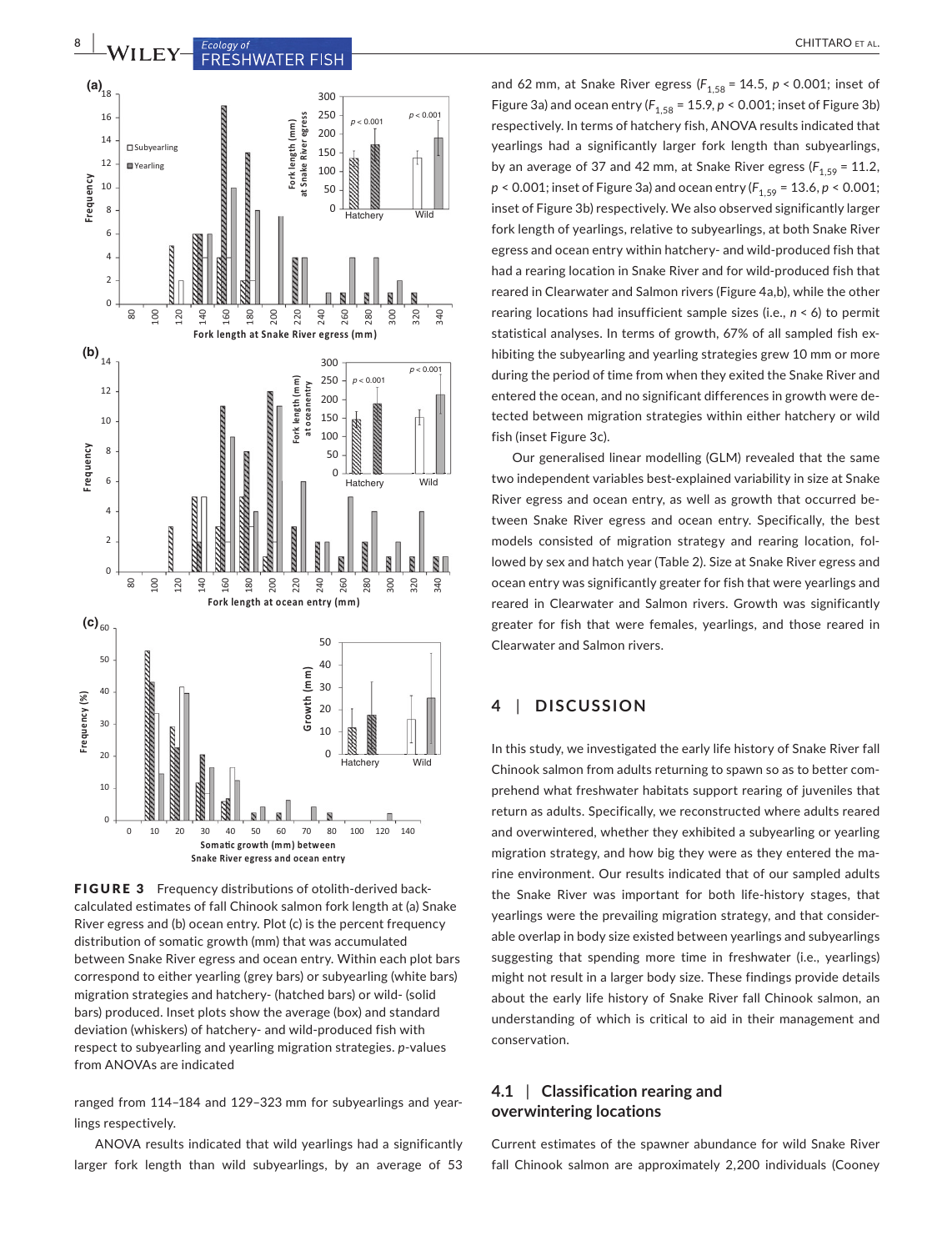FIGURE 3 Frequency distributions of otolith-derived back-calculated estimates of fall Chinook salmon fork length at (a) Snake River egress and (b) ocean entry. Plot (c) is the percent frequency distribution of somatic growth (mm) that was accumulated between Snake River egress and ocean entry. Within each plot bars correspond to either yearling (grey bars) or subyearling (white bars) migration strategies and hatchery- (hatched bars) or wild- (solid bars) produced. Inset plots show the average (box) and standard deviation (whiskers) of hatchery- and wild-produced fish with respect to subyearling and yearling migration strategies. *p*-values from ANOVAs are indicated

ranged from 114–184 and 129–323 mm for subyearlings and yearlings respectively.

ANOVA results indicated that wild yearlings had a significantly larger fork length than wild subyearlings, by an average of 53 and 62 mm, at Snake River egress ($F_{1,58}$ = 14.5, $p < 0.001$; inset of Figure 3a) and ocean entry ($F_{1,58}$ = 15.9, $p < 0.001$; inset of Figure 3b) respectively. In terms of hatchery fish, ANOVA results indicated that yearlings had a significantly larger fork length than subyearlings, by an average of 37 and 42 mm, at Snake River egress ($F_{1,59}$ = 11.2, $p < 0.001$; inset of Figure 3a) and ocean entry ($F_{1,59}$ = 13.6, $p < 0.001$; inset of Figure 3b) respectively. We also observed significantly larger fork length of yearlings, relative to subyearlings, at both Snake River egress and ocean entry within hatchery- and wild-produced fish that had a rearing location in Snake River and for wild-produced fish that reared in Clearwater and Salmon rivers (Figure 4a,b), while the other rearing locations had insufficient sample sizes (i.e., $n < 6$) to permit statistical analyses. In terms of growth, 67% of all sampled fish exhibiting the subyearling and yearling strategies grew 10 mm or more during the period of time from when they exited the Snake River and entered the ocean, and no significant differences in growth were detected between migration strategies within either hatchery or wild fish (inset Figure 3c).

Our generalised linear modelling (GLM) revealed that the same two independent variables best-explained variability in size at Snake River egress and ocean entry, as well as growth that occurred between Snake River egress and ocean entry. Specifically, the best models consisted of migration strategy and rearing location, followed by sex and hatch year (Table 2). Size at Snake River egress and ocean entry was significantly greater for fish that were yearlings and reared in Clearwater and Salmon rivers. Growth was significantly greater for fish that were females, yearlings, and those reared in Clearwater and Salmon rivers.

## 4 | DISCUSSION

In this study, we investigated the early life history of Snake River fall Chinook salmon from adults returning to spawn so as to better comprehend what freshwater habitats support rearing of juveniles that return as adults. Specifically, we reconstructed where adults reared and overwintered, whether they exhibited a subyearling or yearling migration strategy, and how big they were as they entered the marine environment. Our results indicated that of our sampled adults the Snake River was important for both life-history stages, that yearlings were the prevailing migration strategy, and that considerable overlap in body size existed between yearlings and subyearlings suggesting that spending more time in freshwater (i.e., yearlings) might not result in a larger body size. These findings provide details about the early life history of Snake River fall Chinook salmon, an understanding of which is critical to aid in their management and conservation.

### 4.1 | Classification rearing and overwintering locations

Current estimates of the spawner abundance for wild Snake River fall Chinook salmon are approximately 2,200 individuals (Cooney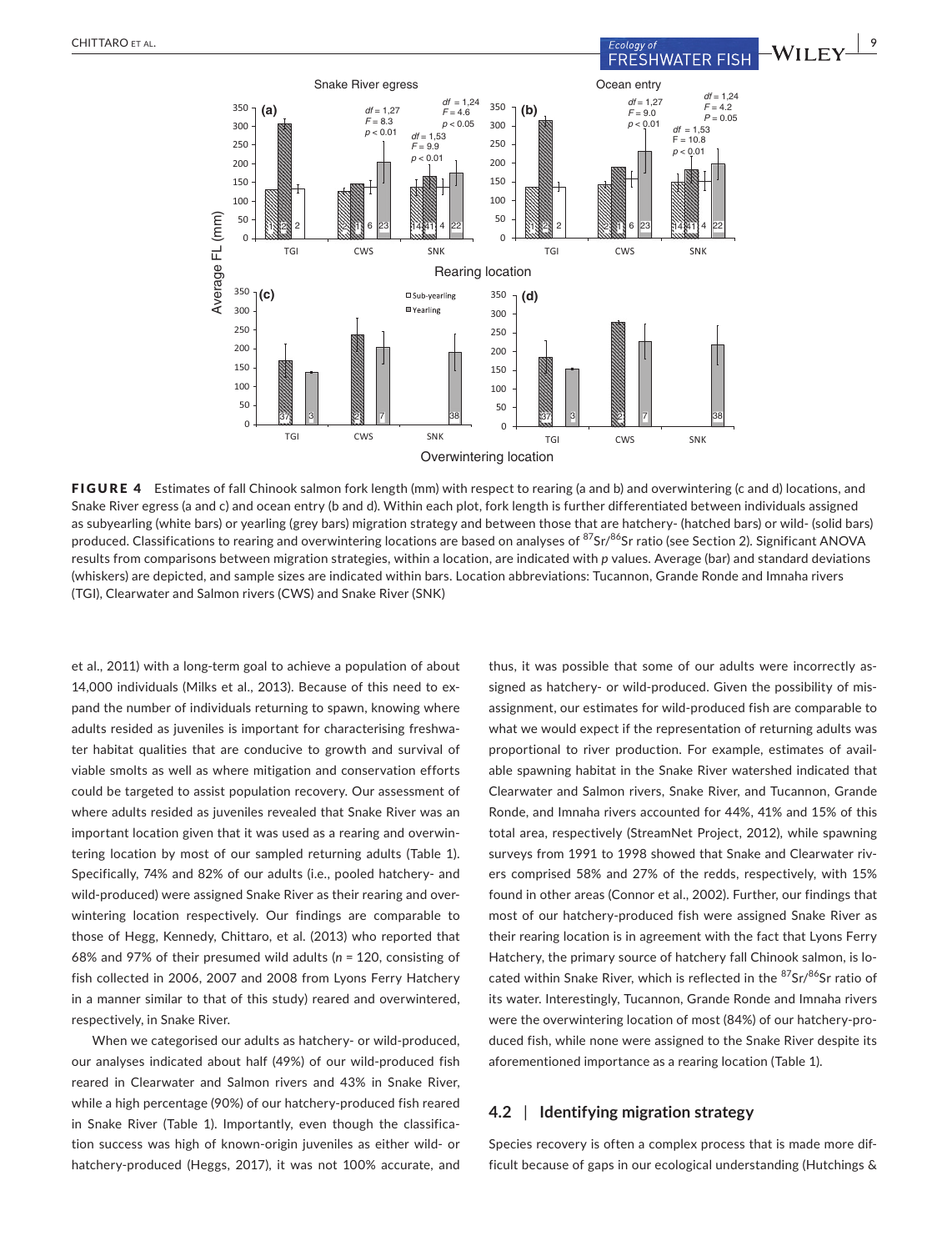**FIGURE 4** Estimates of fall Chinook salmon fork length (mm) with respect to rearing (a and b) and overwintering (c and d) locations, and Snake River egress (a and c) and ocean entry (b and d). Within each plot, fork length is further differentiated between individuals assigned as subyearling (white bars) or yearling (grey bars) migration strategy and between those that are hatchery- (hatched bars) or wild- (solid bars) produced. Classifications to rearing and overwintering locations are based on analyses of $^{87}Sr/^{86}Sr$ ratio (see Section 2). Significant ANOVA results from comparisons between migration strategies, within a location, are indicated with *p* values. Average (bar) and standard deviations (whiskers) are depicted, and sample sizes are indicated within bars. Location abbreviations: Tucannon, Grande Ronde and Imnaha rivers (TGI), Clearwater and Salmon rivers (CWS) and Snake River (SNK)

et al., 2011) with a long-term goal to achieve a population of about 14,000 individuals (Milks et al., 2013). Because of this need to expand the number of individuals returning to spawn, knowing where adults resided as juveniles is important for characterising freshwater habitat qualities that are conducive to growth and survival of viable smolts as well as where mitigation and conservation efforts could be targeted to assist population recovery. Our assessment of where adults resided as juveniles revealed that Snake River was an important location given that it was used as a rearing and overwintering location by most of our sampled returning adults (Table 1). Specifically, 74% and 82% of our adults (i.e., pooled hatchery- and wild-produced) were assigned Snake River as their rearing and overwintering location respectively. Our findings are comparable to those of Hegg, Kennedy, Chittaro, et al. (2013) who reported that 68% and 97% of their presumed wild adults ($n$ = 120, consisting of fish collected in 2006, 2007 and 2008 from Lyons Ferry Hatchery in a manner similar to that of this study) reared and overwintered, respectively, in Snake River.

When we categorised our adults as hatchery- or wild-produced, our analyses indicated about half (49%) of our wild-produced fish reared in Clearwater and Salmon rivers and 43% in Snake River, while a high percentage (90%) of our hatchery-produced fish reared in Snake River (Table 1). Importantly, even though the classification success was high of known-origin juveniles as either wild- or hatchery-produced (Heggs, 2017), it was not 100% accurate, and thus, it was possible that some of our adults were incorrectly assigned as hatchery- or wild-produced. Given the possibility of misassignment, our estimates for wild-produced fish are comparable to what we would expect if the representation of returning adults was proportional to river production. For example, estimates of available spawning habitat in the Snake River watershed indicated that Clearwater and Salmon rivers, Snake River, and Tucannon, Grande Ronde, and Imnaha rivers accounted for 44%, 41% and 15% of this total area, respectively (StreamNet Project, 2012), while spawning surveys from 1991 to 1998 showed that Snake and Clearwater rivers comprised 58% and 27% of the redds, respectively, with 15% found in other areas (Connor et al., 2002). Further, our findings that most of our hatchery-produced fish were assigned Snake River as their rearing location is in agreement with the fact that Lyons Ferry Hatchery, the primary source of hatchery fall Chinook salmon, is located within Snake River, which is reflected in the $^{87}Sr/^{86}Sr$ ratio of its water. Interestingly, Tucannon, Grande Ronde and Imnaha rivers were the overwintering location of most (84%) of our hatchery-produced fish, while none were assigned to the Snake River despite its aforementioned importance as a rearing location (Table 1).

## 4.2 | Identifying migration strategy

Species recovery is often a complex process that is made more difficult because of gaps in our ecological understanding (Hutchings &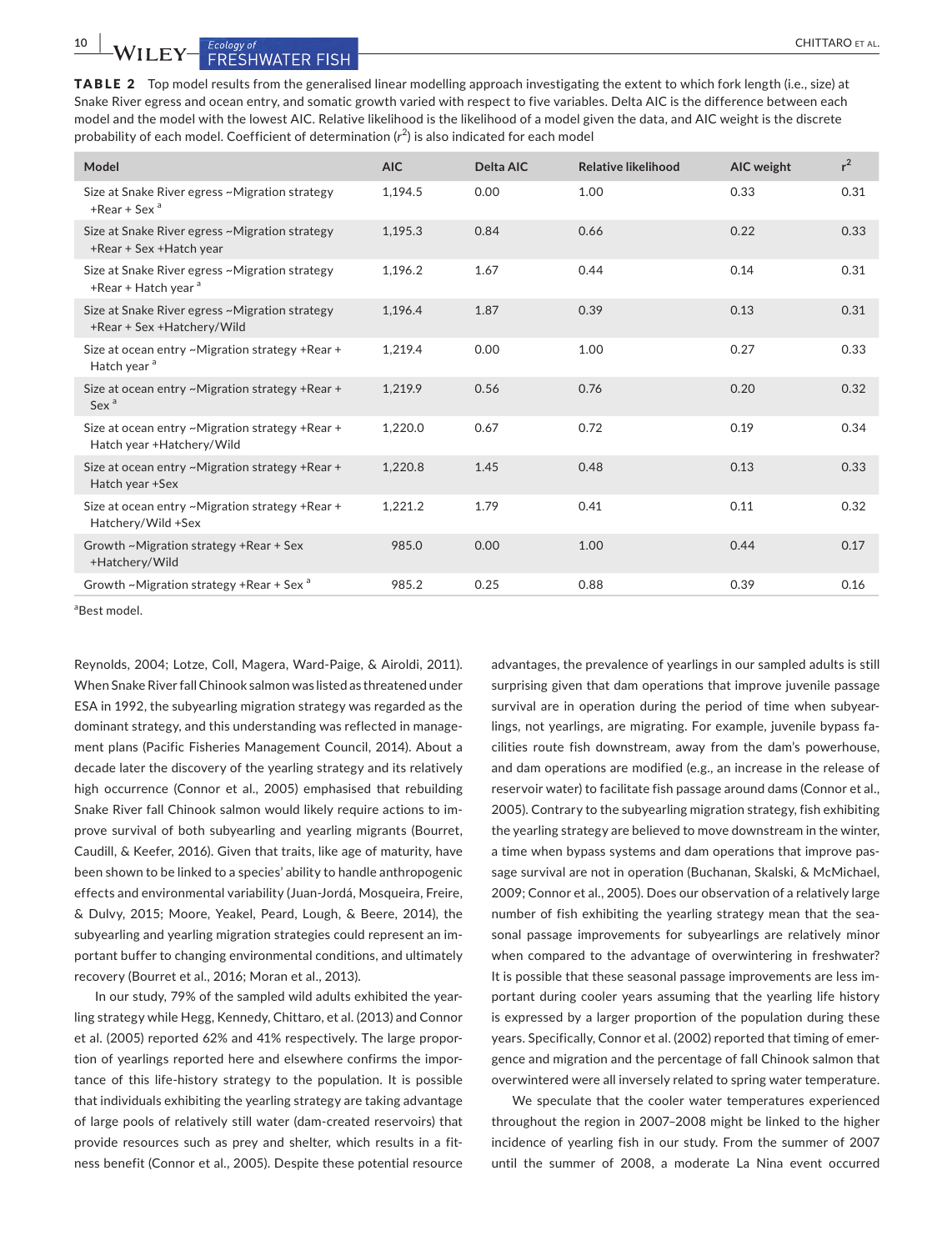**TABLE 2** Top model results from the generalised linear modelling approach investigating the extent to which fork length (i.e., size) at Snake River egress and ocean entry, and somatic growth varied with respect to five variables. Delta AIC is the difference between each model and the model with the lowest AIC. Relative likelihood is the likelihood of a model given the data, and AIC weight is the discrete probability of each model. Coefficient of determination ($r^2$) is also indicated for each model

| Model | AIC | Delta AIC | Relative likelihood | AIC weight | $r^2$ |
|---|---|---|---|---|---|
| Size at Snake River egress ~Migration strategy +Rear + Sex [a] | 1,194.5 | 0.00 | 1.00 | 0.33 | 0.31 |
| Size at Snake River egress ~Migration strategy +Rear + Sex +Hatch year | 1,195.3 | 0.84 | 0.66 | 0.22 | 0.33 |
| Size at Snake River egress ~Migration strategy +Rear + Hatch year [a] | 1,196.2 | 1.67 | 0.44 | 0.14 | 0.31 |
| Size at Snake River egress ~Migration strategy +Rear + Sex +Hatchery/Wild | 1,196.4 | 1.87 | 0.39 | 0.13 | 0.31 |
| Size at ocean entry ~Migration strategy +Rear + Hatch year [a] | 1,219.4 | 0.00 | 1.00 | 0.27 | 0.33 |
| Size at ocean entry ~Migration strategy +Rear + Sex [a] | 1,219.9 | 0.56 | 0.76 | 0.20 | 0.32 |
| Size at ocean entry ~Migration strategy +Rear + Hatch year +Hatchery/Wild | 1,220.0 | 0.67 | 0.72 | 0.19 | 0.34 |
| Size at ocean entry ~Migration strategy +Rear + Hatch year +Sex | 1,220.8 | 1.45 | 0.48 | 0.13 | 0.33 |
| Size at ocean entry ~Migration strategy +Rear + Hatchery/Wild +Sex | 1,221.2 | 1.79 | 0.41 | 0.11 | 0.32 |
| Growth ~Migration strategy +Rear + Sex +Hatchery/Wild | 985.0 | 0.00 | 1.00 | 0.44 | 0.17 |
| Growth ~Migration strategy +Rear + Sex [a] | 985.2 | 0.25 | 0.88 | 0.39 | 0.16 |

[a]Best model.

Reynolds, 2004; Lotze, Coll, Magera, Ward-Paige, & Airoldi, 2011). When Snake River fall Chinook salmon was listed as threatened under ESA in 1992, the subyearling migration strategy was regarded as the dominant strategy, and this understanding was reflected in management plans (Pacific Fisheries Management Council, 2014). About a decade later the discovery of the yearling strategy and its relatively high occurrence (Connor et al., 2005) emphasised that rebuilding Snake River fall Chinook salmon would likely require actions to improve survival of both subyearling and yearling migrants (Bourret, Caudill, & Keefer, 2016). Given that traits, like age of maturity, have been shown to be linked to a species' ability to handle anthropogenic effects and environmental variability (Juan-Jordá, Mosqueira, Freire, & Dulvy, 2015; Moore, Yeakel, Peard, Lough, & Beere, 2014), the subyearling and yearling migration strategies could represent an important buffer to changing environmental conditions, and ultimately recovery (Bourret et al., 2016; Moran et al., 2013).

In our study, 79% of the sampled wild adults exhibited the yearling strategy while Hegg, Kennedy, Chittaro, et al. (2013) and Connor et al. (2005) reported 62% and 41% respectively. The large proportion of yearlings reported here and elsewhere confirms the importance of this life-history strategy to the population. It is possible that individuals exhibiting the yearling strategy are taking advantage of large pools of relatively still water (dam-created reservoirs) that provide resources such as prey and shelter, which results in a fitness benefit (Connor et al., 2005). Despite these potential resource advantages, the prevalence of yearlings in our sampled adults is still surprising given that dam operations that improve juvenile passage survival are in operation during the period of time when subyearlings, not yearlings, are migrating. For example, juvenile bypass facilities route fish downstream, away from the dam's powerhouse, and dam operations are modified (e.g., an increase in the release of reservoir water) to facilitate fish passage around dams (Connor et al., 2005). Contrary to the subyearling migration strategy, fish exhibiting the yearling strategy are believed to move downstream in the winter, a time when bypass systems and dam operations that improve passage survival are not in operation (Buchanan, Skalski, & McMichael, 2009; Connor et al., 2005). Does our observation of a relatively large number of fish exhibiting the yearling strategy mean that the seasonal passage improvements for subyearlings are relatively minor when compared to the advantage of overwintering in freshwater? It is possible that these seasonal passage improvements are less important during cooler years assuming that the yearling life history is expressed by a larger proportion of the population during these years. Specifically, Connor et al. (2002) reported that timing of emergence and migration and the percentage of fall Chinook salmon that overwintered were all inversely related to spring water temperature.

We speculate that the cooler water temperatures experienced throughout the region in 2007–2008 might be linked to the higher incidence of yearling fish in our study. From the summer of 2007 until the summer of 2008, a moderate La Nina event occurred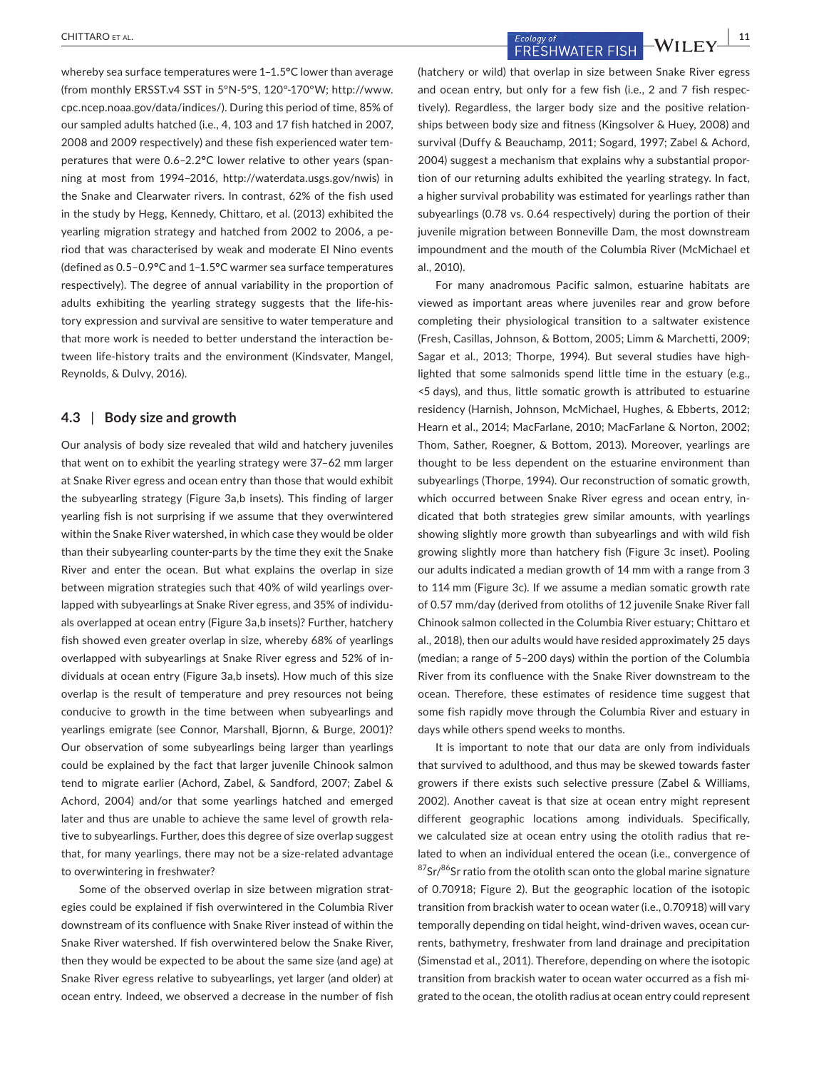whereby sea surface temperatures were 1–1.5°C lower than average (from monthly ERSST.v4 SST in 5°N-5°S, 120°-170°W; http://www.cpc.ncep.noaa.gov/data/indices/). During this period of time, 85% of our sampled adults hatched (i.e., 4, 103 and 17 fish hatched in 2007, 2008 and 2009 respectively) and these fish experienced water temperatures that were 0.6–2.2°C lower relative to other years (spanning at most from 1994–2016, http://waterdata.usgs.gov/nwis) in the Snake and Clearwater rivers. In contrast, 62% of the fish used in the study by Hegg, Kennedy, Chittaro, et al. (2013) exhibited the yearling migration strategy and hatched from 2002 to 2006, a period that was characterised by weak and moderate El Nino events (defined as 0.5–0.9°C and 1–1.5°C warmer sea surface temperatures respectively). The degree of annual variability in the proportion of adults exhibiting the yearling strategy suggests that the life-history expression and survival are sensitive to water temperature and that more work is needed to better understand the interaction between life-history traits and the environment (Kindsvater, Mangel, Reynolds, & Dulvy, 2016).

### 4.3 | Body size and growth

Our analysis of body size revealed that wild and hatchery juveniles that went on to exhibit the yearling strategy were 37–62 mm larger at Snake River egress and ocean entry than those that would exhibit the subyearling strategy (Figure 3a,b insets). This finding of larger yearling fish is not surprising if we assume that they overwintered within the Snake River watershed, in which case they would be older than their subyearling counter-parts by the time they exit the Snake River and enter the ocean. But what explains the overlap in size between migration strategies such that 40% of wild yearlings overlapped with subyearlings at Snake River egress, and 35% of individuals overlapped at ocean entry (Figure 3a,b insets)? Further, hatchery fish showed even greater overlap in size, whereby 68% of yearlings overlapped with subyearlings at Snake River egress and 52% of individuals at ocean entry (Figure 3a,b insets). How much of this size overlap is the result of temperature and prey resources not being conducive to growth in the time between when subyearlings and yearlings emigrate (see Connor, Marshall, Bjornn, & Burge, 2001)? Our observation of some subyearlings being larger than yearlings could be explained by the fact that larger juvenile Chinook salmon tend to migrate earlier (Achord, Zabel, & Sandford, 2007; Zabel & Achord, 2004) and/or that some yearlings hatched and emerged later and thus are unable to achieve the same level of growth relative to subyearlings. Further, does this degree of size overlap suggest that, for many yearlings, there may not be a size-related advantage to overwintering in freshwater?

Some of the observed overlap in size between migration strategies could be explained if fish overwintered in the Columbia River downstream of its confluence with Snake River instead of within the Snake River watershed. If fish overwintered below the Snake River, then they would be expected to be about the same size (and age) at Snake River egress relative to subyearlings, yet larger (and older) at ocean entry. Indeed, we observed a decrease in the number of fish (hatchery or wild) that overlap in size between Snake River egress and ocean entry, but only for a few fish (i.e., 2 and 7 fish respectively). Regardless, the larger body size and the positive relationships between body size and fitness (Kingsolver & Huey, 2008) and survival (Duffy & Beauchamp, 2011; Sogard, 1997; Zabel & Achord, 2004) suggest a mechanism that explains why a substantial proportion of our returning adults exhibited the yearling strategy. In fact, a higher survival probability was estimated for yearlings rather than subyearlings (0.78 vs. 0.64 respectively) during the portion of their juvenile migration between Bonneville Dam, the most downstream impoundment and the mouth of the Columbia River (McMichael et al., 2010).

For many anadromous Pacific salmon, estuarine habitats are viewed as important areas where juveniles rear and grow before completing their physiological transition to a saltwater existence (Fresh, Casillas, Johnson, & Bottom, 2005; Limm & Marchetti, 2009; Sagar et al., 2013; Thorpe, 1994). But several studies have highlighted that some salmonids spend little time in the estuary (e.g., <5 days), and thus, little somatic growth is attributed to estuarine residency (Harnish, Johnson, McMichael, Hughes, & Ebberts, 2012; Hearn et al., 2014; MacFarlane, 2010; MacFarlane & Norton, 2002; Thom, Sather, Roegner, & Bottom, 2013). Moreover, yearlings are thought to be less dependent on the estuarine environment than subyearlings (Thorpe, 1994). Our reconstruction of somatic growth, which occurred between Snake River egress and ocean entry, indicated that both strategies grew similar amounts, with yearlings showing slightly more growth than subyearlings and with wild fish growing slightly more than hatchery fish (Figure 3c inset). Pooling our adults indicated a median growth of 14 mm with a range from 3 to 114 mm (Figure 3c). If we assume a median somatic growth rate of 0.57 mm/day (derived from otoliths of 12 juvenile Snake River fall Chinook salmon collected in the Columbia River estuary; Chittaro et al., 2018), then our adults would have resided approximately 25 days (median; a range of 5–200 days) within the portion of the Columbia River from its confluence with the Snake River downstream to the ocean. Therefore, these estimates of residence time suggest that some fish rapidly move through the Columbia River and estuary in days while others spend weeks to months.

It is important to note that our data are only from individuals that survived to adulthood, and thus may be skewed towards faster growers if there exists such selective pressure (Zabel & Williams, 2002). Another caveat is that size at ocean entry might represent different geographic locations among individuals. Specifically, we calculated size at ocean entry using the otolith radius that related to when an individual entered the ocean (i.e., convergence of $^{87}Sr/^{86}Sr$ ratio from the otolith scan onto the global marine signature of 0.70918; Figure 2). But the geographic location of the isotopic transition from brackish water to ocean water (i.e., 0.70918) will vary temporally depending on tidal height, wind-driven waves, ocean currents, bathymetry, freshwater from land drainage and precipitation (Simenstad et al., 2011). Therefore, depending on where the isotopic transition from brackish water to ocean water occurred as a fish migrated to the ocean, the otolith radius at ocean entry could represent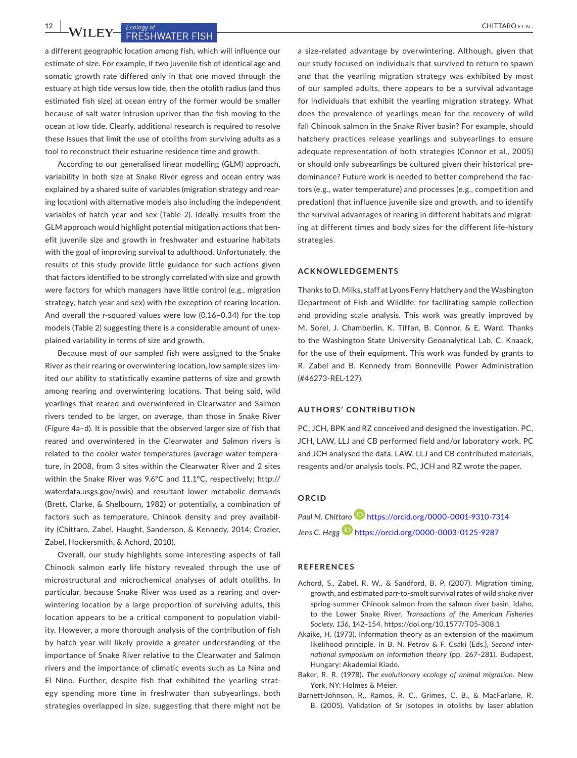a different geographic location among fish, which will influence our estimate of size. For example, if two juvenile fish of identical age and somatic growth rate differed only in that one moved through the estuary at high tide versus low tide, then the otolith radius (and thus estimated fish size) at ocean entry of the former would be smaller because of salt water intrusion upriver than the fish moving to the ocean at low tide. Clearly, additional research is required to resolve these issues that limit the use of otoliths from surviving adults as a tool to reconstruct their estuarine residence time and growth.

According to our generalised linear modelling (GLM) approach, variability in both size at Snake River egress and ocean entry was explained by a shared suite of variables (migration strategy and rearing location) with alternative models also including the independent variables of hatch year and sex (Table 2). Ideally, results from the GLM approach would highlight potential mitigation actions that benefit juvenile size and growth in freshwater and estuarine habitats with the goal of improving survival to adulthood. Unfortunately, the results of this study provide little guidance for such actions given that factors identified to be strongly correlated with size and growth were factors for which managers have little control (e.g., migration strategy, hatch year and sex) with the exception of rearing location. And overall the r-squared values were low (0.16–0.34) for the top models (Table 2) suggesting there is a considerable amount of unexplained variability in terms of size and growth.

Because most of our sampled fish were assigned to the Snake River as their rearing or overwintering location, low sample sizes limited our ability to statistically examine patterns of size and growth among rearing and overwintering locations. That being said, wild yearlings that reared and overwintered in Clearwater and Salmon rivers tended to be larger, on average, than those in Snake River (Figure 4a–d). It is possible that the observed larger size of fish that reared and overwintered in the Clearwater and Salmon rivers is related to the cooler water temperatures (average water temperature, in 2008, from 3 sites within the Clearwater River and 2 sites within the Snake River was 9.6°C and 11.1°C, respectively; http://waterdata.usgs.gov/nwis) and resultant lower metabolic demands (Brett, Clarke, & Shelbourn, 1982) or potentially, a combination of factors such as temperature, Chinook density and prey availability (Chittaro, Zabel, Haught, Sanderson, & Kennedy, 2014; Crozier, Zabel, Hockersmith, & Achord, 2010).

Overall, our study highlights some interesting aspects of fall Chinook salmon early life history revealed through the use of microstructural and microchemical analyses of adult otoliths. In particular, because Snake River was used as a rearing and overwintering location by a large proportion of surviving adults, this location appears to be a critical component to population viability. However, a more thorough analysis of the contribution of fish by hatch year will likely provide a greater understanding of the importance of Snake River relative to the Clearwater and Salmon rivers and the importance of climatic events such as La Nina and El Nino. Further, despite fish that exhibited the yearling strategy spending more time in freshwater than subyearlings, both strategies overlapped in size, suggesting that there might not be a size-related advantage by overwintering. Although, given that our study focused on individuals that survived to return to spawn and that the yearling migration strategy was exhibited by most of our sampled adults, there appears to be a survival advantage for individuals that exhibit the yearling migration strategy. What does the prevalence of yearlings mean for the recovery of wild fall Chinook salmon in the Snake River basin? For example, should hatchery practices release yearlings and subyearlings to ensure adequate representation of both strategies (Connor et al., 2005) or should only subyearlings be cultured given their historical predominance? Future work is needed to better comprehend the factors (e.g., water temperature) and processes (e.g., competition and predation) that influence juvenile size and growth, and to identify the survival advantages of rearing in different habitats and migrating at different times and body sizes for the different life-history strategies.

## ACKNOWLEDGEMENTS

Thanks to D. Milks, staff at Lyons Ferry Hatchery and the Washington Department of Fish and Wildlife, for facilitating sample collection and providing scale analysis. This work was greatly improved by M. Sorel, J. Chamberlin, K. Tiffan, B. Connor, & E. Ward. Thanks to the Washington State University Geoanalytical Lab, C. Knaack, for the use of their equipment. This work was funded by grants to R. Zabel and B. Kennedy from Bonneville Power Administration (#46273-REL-127).

## AUTHORS' CONTRIBUTION

PC, JCH, BPK and RZ conceived and designed the investigation. PC, JCH, LAW, LLJ and CB performed field and/or laboratory work. PC and JCH analysed the data. LAW, LLJ and CB contributed materials, reagents and/or analysis tools. PC, JCH and RZ wrote the paper.

## ORCID

*Paul M. Chittaro* https://orcid.org/0000-0001-9310-7314

*Jens C. Hegg* https://orcid.org/0000-0003-0125-9287

## REFERENCES

Achord, S., Zabel, R. W., & Sandford, B. P. (2007). Migration timing, growth, and estimated parr-to-smolt survival rates of wild snake river spring-summer Chinook salmon from the salmon river basin, Idaho, to the Lower Snake River. *Transactions of the American Fisheries Society*, *136*, 142–154. https://doi.org/10.1577/T05-308.1

Akaike, H. (1973). Information theory as an extension of the maximum likelihood principle. In B. N. Petrov & F. Csaki (Eds.), *Second international symposium on information theory* (pp. 267–281). Budapest, Hungary: Akademiai Kiado.

Baker, R. R. (1978). *The evolutionary ecology of animal migration*. New York, NY: Holmes & Meier.

Barnett-Johnson, R., Ramos, R. C., Grimes, C. B., & MacFarlane, R. B. (2005). Validation of Sr isotopes in otoliths by laser ablation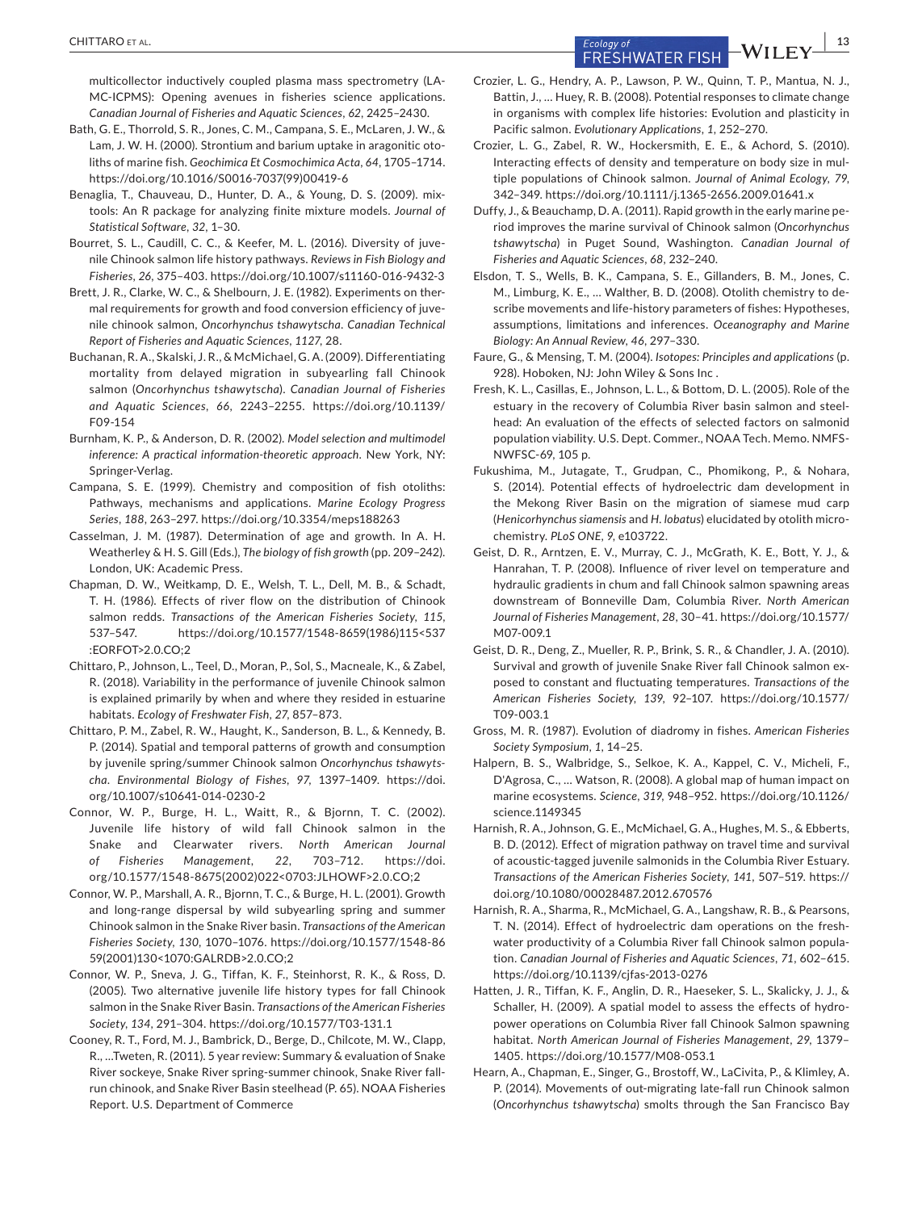multicollector inductively coupled plasma mass spectrometry (LA-MC-ICPMS): Opening avenues in fisheries science applications. *Canadian Journal of Fisheries and Aquatic Sciences*, *62*, 2425–2430.

Bath, G. E., Thorrold, S. R., Jones, C. M., Campana, S. E., McLaren, J. W., & Lam, J. W. H. (2000). Strontium and barium uptake in aragonitic otoliths of marine fish. *Geochimica Et Cosmochimica Acta*, *64*, 1705–1714. https://doi.org/10.1016/S0016-7037(99)00419-6

Benaglia, T., Chauveau, D., Hunter, D. A., & Young, D. S. (2009). mixtools: An R package for analyzing finite mixture models. *Journal of Statistical Software*, *32*, 1–30.

Bourret, S. L., Caudill, C. C., & Keefer, M. L. (2016). Diversity of juvenile Chinook salmon life history pathways. *Reviews in Fish Biology and Fisheries*, *26*, 375–403. https://doi.org/10.1007/s11160-016-9432-3

Brett, J. R., Clarke, W. C., & Shelbourn, J. E. (1982). Experiments on thermal requirements for growth and food conversion efficiency of juvenile chinook salmon, *Oncorhynchus tshawytscha*. *Canadian Technical Report of Fisheries and Aquatic Sciences*, *1127*, 28.

Buchanan, R. A., Skalski, J. R., & McMichael, G. A. (2009). Differentiating mortality from delayed migration in subyearling fall Chinook salmon (*Oncorhynchus tshawytscha*). *Canadian Journal of Fisheries and Aquatic Sciences*, *66*, 2243–2255. https://doi.org/10.1139/F09-154

Burnham, K. P., & Anderson, D. R. (2002). *Model selection and multimodel inference: A practical information-theoretic approach*. New York, NY: Springer-Verlag.

Campana, S. E. (1999). Chemistry and composition of fish otoliths: Pathways, mechanisms and applications. *Marine Ecology Progress Series*, *188*, 263–297. https://doi.org/10.3354/meps188263

Casselman, J. M. (1987). Determination of age and growth. In A. H. Weatherley & H. S. Gill (Eds.), *The biology of fish growth* (pp. 209–242). London, UK: Academic Press.

Chapman, D. W., Weitkamp, D. E., Welsh, T. L., Dell, M. B., & Schadt, T. H. (1986). Effects of river flow on the distribution of Chinook salmon redds. *Transactions of the American Fisheries Society*, *115*, 537–547. https://doi.org/10.1577/1548-8659(1986)115<537:EORFOT>2.0.CO;2

Chittaro, P., Johnson, L., Teel, D., Moran, P., Sol, S., Macneale, K., & Zabel, R. (2018). Variability in the performance of juvenile Chinook salmon is explained primarily by when and where they resided in estuarine habitats. *Ecology of Freshwater Fish*, *27*, 857–873.

Chittaro, P. M., Zabel, R. W., Haught, K., Sanderson, B. L., & Kennedy, B. P. (2014). Spatial and temporal patterns of growth and consumption by juvenile spring/summer Chinook salmon *Oncorhynchus tshawytscha*. *Environmental Biology of Fishes*, *97*, 1397–1409. https://doi.org/10.1007/s10641-014-0230-2

Connor, W. P., Burge, H. L., Waitt, R., & Bjornn, T. C. (2002). Juvenile life history of wild fall Chinook salmon in the Snake and Clearwater rivers. *North American Journal of Fisheries Management*, *22*, 703–712. https://doi.org/10.1577/1548-8675(2002)022<0703:JLHOWF>2.0.CO;2

Connor, W. P., Marshall, A. R., Bjornn, T. C., & Burge, H. L. (2001). Growth and long-range dispersal by wild subyearling spring and summer Chinook salmon in the Snake River basin. *Transactions of the American Fisheries Society*, *130*, 1070–1076. https://doi.org/10.1577/1548-8659(2001)130<1070:GALRDB>2.0.CO;2

Connor, W. P., Sneva, J. G., Tiffan, K. F., Steinhorst, R. K., & Ross, D. (2005). Two alternative juvenile life history types for fall Chinook salmon in the Snake River Basin. *Transactions of the American Fisheries Society*, *134*, 291–304. https://doi.org/10.1577/T03-131.1

Cooney, R. T., Ford, M. J., Bambrick, D., Berge, D., Chilcote, M. W., Clapp, R., …Tweten, R. (2011). 5 year review: Summary & evaluation of Snake River sockeye, Snake River spring-summer chinook, Snake River fall-run chinook, and Snake River Basin steelhead (P. 65). NOAA Fisheries Report. U.S. Department of Commerce

Crozier, L. G., Hendry, A. P., Lawson, P. W., Quinn, T. P., Mantua, N. J., Battin, J., … Huey, R. B. (2008). Potential responses to climate change in organisms with complex life histories: Evolution and plasticity in Pacific salmon. *Evolutionary Applications*, *1*, 252–270.

Crozier, L. G., Zabel, R. W., Hockersmith, E. E., & Achord, S. (2010). Interacting effects of density and temperature on body size in multiple populations of Chinook salmon. *Journal of Animal Ecology*, *79*, 342–349. https://doi.org/10.1111/j.1365-2656.2009.01641.x

Duffy, J., & Beauchamp, D. A. (2011). Rapid growth in the early marine period improves the marine survival of Chinook salmon (*Oncorhynchus tshawytscha*) in Puget Sound, Washington. *Canadian Journal of Fisheries and Aquatic Sciences*, *68*, 232–240.

Elsdon, T. S., Wells, B. K., Campana, S. E., Gillanders, B. M., Jones, C. M., Limburg, K. E., … Walther, B. D. (2008). Otolith chemistry to describe movements and life-history parameters of fishes: Hypotheses, assumptions, limitations and inferences. *Oceanography and Marine Biology: An Annual Review*, *46*, 297–330.

Faure, G., & Mensing, T. M. (2004). *Isotopes: Principles and applications* (p. 928). Hoboken, NJ: John Wiley & Sons Inc .

Fresh, K. L., Casillas, E., Johnson, L. L., & Bottom, D. L. (2005). Role of the estuary in the recovery of Columbia River basin salmon and steelhead: An evaluation of the effects of selected factors on salmonid population viability. U.S. Dept. Commer., NOAA Tech. Memo. NMFS-NWFSC-69, 105 p.

Fukushima, M., Jutagate, T., Grudpan, C., Phomikong, P., & Nohara, S. (2014). Potential effects of hydroelectric dam development in the Mekong River Basin on the migration of siamese mud carp (*Henicorhynchus siamensis* and *H. lobatus*) elucidated by otolith microchemistry. *PLoS ONE*, *9*, e103722.

Geist, D. R., Arntzen, E. V., Murray, C. J., McGrath, K. E., Bott, Y. J., & Hanrahan, T. P. (2008). Influence of river level on temperature and hydraulic gradients in chum and fall Chinook salmon spawning areas downstream of Bonneville Dam, Columbia River. *North American Journal of Fisheries Management*, *28*, 30–41. https://doi.org/10.1577/M07-009.1

Geist, D. R., Deng, Z., Mueller, R. P., Brink, S. R., & Chandler, J. A. (2010). Survival and growth of juvenile Snake River fall Chinook salmon exposed to constant and fluctuating temperatures. *Transactions of the American Fisheries Society*, *139*, 92–107. https://doi.org/10.1577/T09-003.1

Gross, M. R. (1987). Evolution of diadromy in fishes. *American Fisheries Society Symposium*, *1*, 14–25.

Halpern, B. S., Walbridge, S., Selkoe, K. A., Kappel, C. V., Micheli, F., D'Agrosa, C., … Watson, R. (2008). A global map of human impact on marine ecosystems. *Science*, *319*, 948–952. https://doi.org/10.1126/science.1149345

Harnish, R. A., Johnson, G. E., McMichael, G. A., Hughes, M. S., & Ebberts, B. D. (2012). Effect of migration pathway on travel time and survival of acoustic-tagged juvenile salmonids in the Columbia River Estuary. *Transactions of the American Fisheries Society*, *141*, 507–519. https://doi.org/10.1080/00028487.2012.670576

Harnish, R. A., Sharma, R., McMichael, G. A., Langshaw, R. B., & Pearsons, T. N. (2014). Effect of hydroelectric dam operations on the freshwater productivity of a Columbia River fall Chinook salmon population. *Canadian Journal of Fisheries and Aquatic Sciences*, *71*, 602–615. https://doi.org/10.1139/cjfas-2013-0276

Hatten, J. R., Tiffan, K. F., Anglin, D. R., Haeseker, S. L., Skalicky, J. J., & Schaller, H. (2009). A spatial model to assess the effects of hydropower operations on Columbia River fall Chinook Salmon spawning habitat. *North American Journal of Fisheries Management*, *29*, 1379–1405. https://doi.org/10.1577/M08-053.1

Hearn, A., Chapman, E., Singer, G., Brostoff, W., LaCivita, P., & Klimley, A. P. (2014). Movements of out-migrating late-fall run Chinook salmon (*Oncorhynchus tshawytscha*) smolts through the San Francisco Bay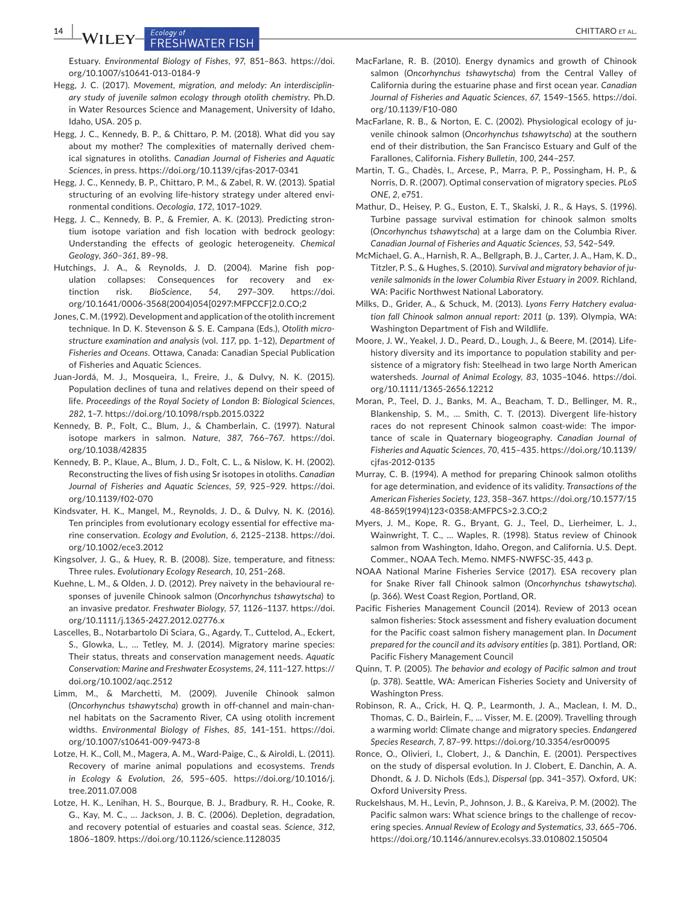Estuary. *Environmental Biology of Fishes*, *97*, 851–863. https://doi.org/10.1007/s10641-013-0184-9

Hegg, J. C. (2017). *Movement, migration, and melody: An interdisciplinary study of juvenile salmon ecology through otolith chemistry*. Ph.D. in Water Resources Science and Management, University of Idaho, Idaho, USA. 205 p.

Hegg, J. C., Kennedy, B. P., & Chittaro, P. M. (2018). What did you say about my mother? The complexities of maternally derived chemical signatures in otoliths. *Canadian Journal of Fisheries and Aquatic Sciences*, in press. https://doi.org/10.1139/cjfas-2017-0341

Hegg, J. C., Kennedy, B. P., Chittaro, P. M., & Zabel, R. W. (2013). Spatial structuring of an evolving life-history strategy under altered environmental conditions. *Oecologia*, *172*, 1017–1029.

Hegg, J. C., Kennedy, B. P., & Fremier, A. K. (2013). Predicting strontium isotope variation and fish location with bedrock geology: Understanding the effects of geologic heterogeneity. *Chemical Geology*, *360–361*, 89–98.

Hutchings, J. A., & Reynolds, J. D. (2004). Marine fish population collapses: Consequences for recovery and extinction risk. *BioScience*, *54*, 297–309. https://doi.org/10.1641/0006-3568(2004)054[0297:MFPCCF]2.0.CO;2

Jones, C. M. (1992). Development and application of the otolith increment technique. In D. K. Stevenson & S. E. Campana (Eds.), *Otolith microstructure examination and analysis* (vol. *117*, pp. 1–12), *Department of Fisheries and Oceans*. Ottawa, Canada: Canadian Special Publication of Fisheries and Aquatic Sciences.

Juan-Jordá, M. J., Mosqueira, I., Freire, J., & Dulvy, N. K. (2015). Population declines of tuna and relatives depend on their speed of life. *Proceedings of the Royal Society of London B: Biological Sciences*, *282*, 1–7. https://doi.org/10.1098/rspb.2015.0322

Kennedy, B. P., Folt, C., Blum, J., & Chamberlain, C. (1997). Natural isotope markers in salmon. *Nature*, *387*, 766–767. https://doi.org/10.1038/42835

Kennedy, B. P., Klaue, A., Blum, J. D., Folt, C. L., & Nislow, K. H. (2002). Reconstructing the lives of fish using Sr isotopes in otoliths. *Canadian Journal of Fisheries and Aquatic Sciences*, *59*, 925–929. https://doi.org/10.1139/f02-070

Kindsvater, H. K., Mangel, M., Reynolds, J. D., & Dulvy, N. K. (2016). Ten principles from evolutionary ecology essential for effective marine conservation. *Ecology and Evolution*, *6*, 2125–2138. https://doi.org/10.1002/ece3.2012

Kingsolver, J. G., & Huey, R. B. (2008). Size, temperature, and fitness: Three rules. *Evolutionary Ecology Research*, *10*, 251–268.

Kuehne, L. M., & Olden, J. D. (2012). Prey naivety in the behavioural responses of juvenile Chinook salmon (*Oncorhynchus tshawytscha*) to an invasive predator. *Freshwater Biology*, *57*, 1126–1137. https://doi.org/10.1111/j.1365-2427.2012.02776.x

Lascelles, B., Notarbartolo Di Sciara, G., Agardy, T., Cuttelod, A., Eckert, S., Glowka, L., … Tetley, M. J. (2014). Migratory marine species: Their status, threats and conservation management needs. *Aquatic Conservation: Marine and Freshwater Ecosystems*, *24*, 111–127. https://doi.org/10.1002/aqc.2512

Limm, M., & Marchetti, M. (2009). Juvenile Chinook salmon (*Oncorhynchus tshawytscha*) growth in off-channel and main-channel habitats on the Sacramento River, CA using otolith increment widths. *Environmental Biology of Fishes*, *85*, 141–151. https://doi.org/10.1007/s10641-009-9473-8

Lotze, H. K., Coll, M., Magera, A. M., Ward-Paige, C., & Airoldi, L. (2011). Recovery of marine animal populations and ecosystems. *Trends in Ecology & Evolution*, *26*, 595–605. https://doi.org/10.1016/j.tree.2011.07.008

Lotze, H. K., Lenihan, H. S., Bourque, B. J., Bradbury, R. H., Cooke, R. G., Kay, M. C., … Jackson, J. B. C. (2006). Depletion, degradation, and recovery potential of estuaries and coastal seas. *Science*, *312*, 1806–1809. https://doi.org/10.1126/science.1128035

MacFarlane, R. B. (2010). Energy dynamics and growth of Chinook salmon (*Oncorhynchus tshawytscha*) from the Central Valley of California during the estuarine phase and first ocean year. *Canadian Journal of Fisheries and Aquatic Sciences*, *67*, 1549–1565. https://doi.org/10.1139/F10-080

MacFarlane, R. B., & Norton, E. C. (2002). Physiological ecology of juvenile chinook salmon (*Oncorhynchus tshawytscha*) at the southern end of their distribution, the San Francisco Estuary and Gulf of the Farallones, California. *Fishery Bulletin*, *100*, 244–257.

Martin, T. G., Chadès, I., Arcese, P., Marra, P. P., Possingham, H. P., & Norris, D. R. (2007). Optimal conservation of migratory species. *PLoS ONE*, *2*, e751.

Mathur, D., Heisey, P. G., Euston, E. T., Skalski, J. R., & Hays, S. (1996). Turbine passage survival estimation for chinook salmon smolts (*Oncorhynchus tshawytscha*) at a large dam on the Columbia River. *Canadian Journal of Fisheries and Aquatic Sciences*, *53*, 542–549.

McMichael, G. A., Harnish, R. A., Bellgraph, B. J., Carter, J. A., Ham, K. D., Titzler, P. S., & Hughes, S. (2010). *Survival and migratory behavior of juvenile salmonids in the lower Columbia River Estuary in 2009*. Richland, WA: Pacific Northwest National Laboratory.

Milks, D., Grider, A., & Schuck, M. (2013). *Lyons Ferry Hatchery evaluation fall Chinook salmon annual report: 2011* (p. 139). Olympia, WA: Washington Department of Fish and Wildlife.

Moore, J. W., Yeakel, J. D., Peard, D., Lough, J., & Beere, M. (2014). Life-history diversity and its importance to population stability and persistence of a migratory fish: Steelhead in two large North American watersheds. *Journal of Animal Ecology*, *83*, 1035–1046. https://doi.org/10.1111/1365-2656.12212

Moran, P., Teel, D. J., Banks, M. A., Beacham, T. D., Bellinger, M. R., Blankenship, S. M., … Smith, C. T. (2013). Divergent life-history races do not represent Chinook salmon coast-wide: The importance of scale in Quaternary biogeography. *Canadian Journal of Fisheries and Aquatic Sciences*, *70*, 415–435. https://doi.org/10.1139/cjfas-2012-0135

Murray, C. B. (1994). A method for preparing Chinook salmon otoliths for age determination, and evidence of its validity. *Transactions of the American Fisheries Society*, *123*, 358–367. https://doi.org/10.1577/1548-8659(1994)123<0358:AMFPCS>2.3.CO;2

Myers, J. M., Kope, R. G., Bryant, G. J., Teel, D., Lierheimer, L. J., Wainwright, T. C., … Waples, R. (1998). Status review of Chinook salmon from Washington, Idaho, Oregon, and California. U.S. Dept. Commer., NOAA Tech. Memo. NMFS-NWFSC-35, 443 p.

NOAA National Marine Fisheries Service (2017). ESA recovery plan for Snake River fall Chinook salmon (*Oncorhynchus tshawytscha*). (p. 366). West Coast Region, Portland, OR.

Pacific Fisheries Management Council (2014). Review of 2013 ocean salmon fisheries: Stock assessment and fishery evaluation document for the Pacific coast salmon fishery management plan. In *Document prepared for the council and its advisory entities* (p. 381). Portland, OR: Pacific Fishery Management Council

Quinn, T. P. (2005). *The behavior and ecology of Pacific salmon and trout* (p. 378). Seattle, WA: American Fisheries Society and University of Washington Press.

Robinson, R. A., Crick, H. Q. P., Learmonth, J. A., Maclean, I. M. D., Thomas, C. D., Bairlein, F., … Visser, M. E. (2009). Travelling through a warming world: Climate change and migratory species. *Endangered Species Research*, *7*, 87–99. https://doi.org/10.3354/esr00095

Ronce, O., Olivieri, I., Clobert, J., & Danchin, E. (2001). Perspectives on the study of dispersal evolution. In J. Clobert, E. Danchin, A. A. Dhondt, & J. D. Nichols (Eds.), *Dispersal* (pp. 341–357). Oxford, UK: Oxford University Press.

Ruckelshaus, M. H., Levin, P., Johnson, J. B., & Kareiva, P. M. (2002). The Pacific salmon wars: What science brings to the challenge of recovering species. *Annual Review of Ecology and Systematics*, *33*, 665–706. https://doi.org/10.1146/annurev.ecolsys.33.010802.150504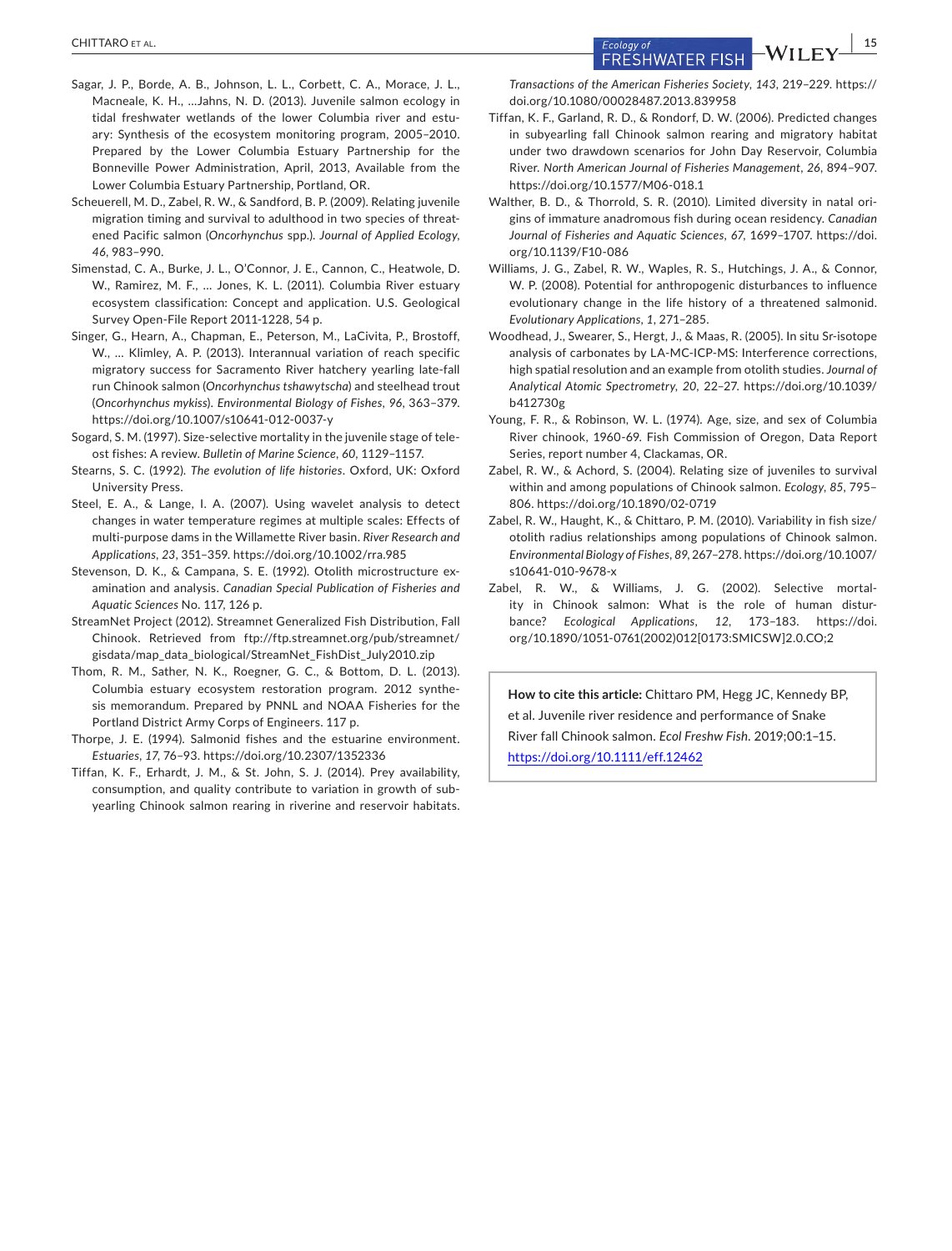Sagar, J. P., Borde, A. B., Johnson, L. L., Corbett, C. A., Morace, J. L., Macneale, K. H., …Jahns, N. D. (2013). Juvenile salmon ecology in tidal freshwater wetlands of the lower Columbia river and estuary: Synthesis of the ecosystem monitoring program, 2005–2010. Prepared by the Lower Columbia Estuary Partnership for the Bonneville Power Administration, April, 2013, Available from the Lower Columbia Estuary Partnership, Portland, OR.

Scheuerell, M. D., Zabel, R. W., & Sandford, B. P. (2009). Relating juvenile migration timing and survival to adulthood in two species of threatened Pacific salmon (*Oncorhynchus* spp.). *Journal of Applied Ecology*, *46*, 983–990.

Simenstad, C. A., Burke, J. L., O'Connor, J. E., Cannon, C., Heatwole, D. W., Ramirez, M. F., … Jones, K. L. (2011). Columbia River estuary ecosystem classification: Concept and application. U.S. Geological Survey Open-File Report 2011-1228, 54 p.

Singer, G., Hearn, A., Chapman, E., Peterson, M., LaCivita, P., Brostoff, W., … Klimley, A. P. (2013). Interannual variation of reach specific migratory success for Sacramento River hatchery yearling late-fall run Chinook salmon (*Oncorhynchus tshawytscha*) and steelhead trout (*Oncorhynchus mykiss*). *Environmental Biology of Fishes*, *96*, 363–379. https://doi.org/10.1007/s10641-012-0037-y

Sogard, S. M. (1997). Size-selective mortality in the juvenile stage of teleost fishes: A review. *Bulletin of Marine Science*, *60*, 1129–1157.

Stearns, S. C. (1992). *The evolution of life histories*. Oxford, UK: Oxford University Press.

Steel, E. A., & Lange, I. A. (2007). Using wavelet analysis to detect changes in water temperature regimes at multiple scales: Effects of multi-purpose dams in the Willamette River basin. *River Research and Applications*, *23*, 351–359. https://doi.org/10.1002/rra.985

Stevenson, D. K., & Campana, S. E. (1992). Otolith microstructure examination and analysis. *Canadian Special Publication of Fisheries and Aquatic Sciences* No. 117, 126 p.

StreamNet Project (2012). Streamnet Generalized Fish Distribution, Fall Chinook. Retrieved from ftp://ftp.streamnet.org/pub/streamnet/gisdata/map_data_biological/StreamNet_FishDist_July2010.zip

Thom, R. M., Sather, N. K., Roegner, G. C., & Bottom, D. L. (2013). Columbia estuary ecosystem restoration program. 2012 synthesis memorandum. Prepared by PNNL and NOAA Fisheries for the Portland District Army Corps of Engineers. 117 p.

Thorpe, J. E. (1994). Salmonid fishes and the estuarine environment. *Estuaries*, *17*, 76–93. https://doi.org/10.2307/1352336

Tiffan, K. F., Erhardt, J. M., & St. John, S. J. (2014). Prey availability, consumption, and quality contribute to variation in growth of subyearling Chinook salmon rearing in riverine and reservoir habitats. *Transactions of the American Fisheries Society*, *143*, 219–229. https://doi.org/10.1080/00028487.2013.839958

Tiffan, K. F., Garland, R. D., & Rondorf, D. W. (2006). Predicted changes in subyearling fall Chinook salmon rearing and migratory habitat under two drawdown scenarios for John Day Reservoir, Columbia River. *North American Journal of Fisheries Management*, *26*, 894–907. https://doi.org/10.1577/M06-018.1

Walther, B. D., & Thorrold, S. R. (2010). Limited diversity in natal origins of immature anadromous fish during ocean residency. *Canadian Journal of Fisheries and Aquatic Sciences*, *67*, 1699–1707. https://doi.org/10.1139/F10-086

Williams, J. G., Zabel, R. W., Waples, R. S., Hutchings, J. A., & Connor, W. P. (2008). Potential for anthropogenic disturbances to influence evolutionary change in the life history of a threatened salmonid. *Evolutionary Applications*, *1*, 271–285.

Woodhead, J., Swearer, S., Hergt, J., & Maas, R. (2005). In situ Sr-isotope analysis of carbonates by LA-MC-ICP-MS: Interference corrections, high spatial resolution and an example from otolith studies. *Journal of Analytical Atomic Spectrometry*, *20*, 22–27. https://doi.org/10.1039/b412730g

Young, F. R., & Robinson, W. L. (1974). Age, size, and sex of Columbia River chinook, 1960-69. Fish Commission of Oregon, Data Report Series, report number 4, Clackamas, OR.

Zabel, R. W., & Achord, S. (2004). Relating size of juveniles to survival within and among populations of Chinook salmon. *Ecology*, *85*, 795–806. https://doi.org/10.1890/02-0719

Zabel, R. W., Haught, K., & Chittaro, P. M. (2010). Variability in fish size/otolith radius relationships among populations of Chinook salmon. *Environmental Biology of Fishes*, *89*, 267–278. https://doi.org/10.1007/s10641-010-9678-x

Zabel, R. W., & Williams, J. G. (2002). Selective mortality in Chinook salmon: What is the role of human disturbance? *Ecological Applications*, *12*, 173–183. https://doi.org/10.1890/1051-0761(2002)012[0173:SMICSW]2.0.CO;2

**How to cite this article:** Chittaro PM, Hegg JC, Kennedy BP, et al. Juvenile river residence and performance of Snake River fall Chinook salmon. *Ecol Freshw Fish*. 2019;00:1–15. https://doi.org/10.1111/eff.12462